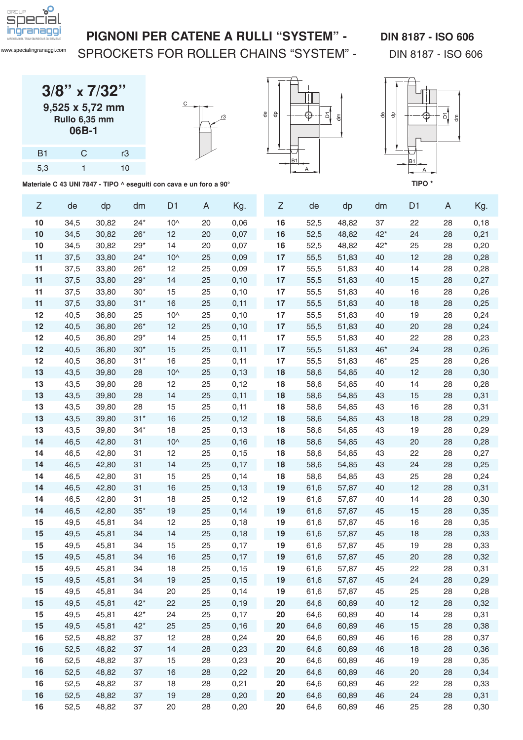# PIGNONI PER CATENE A RULLI “SYSTEM” - DIN 8187 - ISO 606

## SPROCKETS FOR ROLLER CHAINS “SYSTEM” - DIN 8187 - ISO 606

**3/8” x 7/32”**

**9,525 x 5,72 mm**

**Rullo 6,35 mm**

**06B-1**

| B1 | C | r3 |
|---|---|---|
| 5,3 | 1 | 10 |

Materiale C 43 UNI 7847 - TIPO ^ eseguiti con cava e un foro a 90°

TIPO *

| Z | de | dp | dm | D1 | A | Kg. |
|---|---|---|---|---|---|---|
| **10** | 34,5 | 30,82 | 24* | 10^ | 20 | 0,06 |
| **10** | 34,5 | 30,82 | 26* | 12 | 20 | 0,07 |
| **10** | 34,5 | 30,82 | 29* | 14 | 20 | 0,07 |
| **11** | 37,5 | 33,80 | 24* | 10^ | 25 | 0,09 |
| **11** | 37,5 | 33,80 | 26* | 12 | 25 | 0,09 |
| **11** | 37,5 | 33,80 | 29* | 14 | 25 | 0,10 |
| **11** | 37,5 | 33,80 | 30* | 15 | 25 | 0,10 |
| **11** | 37,5 | 33,80 | 31* | 16 | 25 | 0,11 |
| **12** | 40,5 | 36,80 | 25 | 10^ | 25 | 0,10 |
| **12** | 40,5 | 36,80 | 26* | 12 | 25 | 0,10 |
| **12** | 40,5 | 36,80 | 29* | 14 | 25 | 0,11 |
| **12** | 40,5 | 36,80 | 30* | 15 | 25 | 0,11 |
| **12** | 40,5 | 36,80 | 31* | 16 | 25 | 0,11 |
| **13** | 43,5 | 39,80 | 28 | 10^ | 25 | 0,13 |
| **13** | 43,5 | 39,80 | 28 | 12 | 25 | 0,12 |
| **13** | 43,5 | 39,80 | 28 | 14 | 25 | 0,11 |
| **13** | 43,5 | 39,80 | 28 | 15 | 25 | 0,11 |
| **13** | 43,5 | 39,80 | 31* | 16 | 25 | 0,12 |
| **13** | 43,5 | 39,80 | 34* | 18 | 25 | 0,13 |
| **14** | 46,5 | 42,80 | 31 | 10^ | 25 | 0,16 |
| **14** | 46,5 | 42,80 | 31 | 12 | 25 | 0,15 |
| **14** | 46,5 | 42,80 | 31 | 14 | 25 | 0,17 |
| **14** | 46,5 | 42,80 | 31 | 15 | 25 | 0,14 |
| **14** | 46,5 | 42,80 | 31 | 16 | 25 | 0,13 |
| **14** | 46,5 | 42,80 | 31 | 18 | 25 | 0,12 |
| **14** | 46,5 | 42,80 | 35* | 19 | 25 | 0,14 |
| **15** | 49,5 | 45,81 | 34 | 12 | 25 | 0,18 |
| **15** | 49,5 | 45,81 | 34 | 14 | 25 | 0,18 |
| **15** | 49,5 | 45,81 | 34 | 15 | 25 | 0,17 |
| **15** | 49,5 | 45,81 | 34 | 16 | 25 | 0,17 |
| **15** | 49,5 | 45,81 | 34 | 18 | 25 | 0,15 |
| **15** | 49,5 | 45,81 | 34 | 19 | 25 | 0,15 |
| **15** | 49,5 | 45,81 | 34 | 20 | 25 | 0,14 |
| **15** | 49,5 | 45,81 | 42* | 22 | 25 | 0,19 |
| **15** | 49,5 | 45,81 | 42* | 24 | 25 | 0,17 |
| **15** | 49,5 | 45,81 | 42* | 25 | 25 | 0,16 |
| **16** | 52,5 | 48,82 | 37 | 12 | 28 | 0,24 |
| **16** | 52,5 | 48,82 | 37 | 14 | 28 | 0,23 |
| **16** | 52,5 | 48,82 | 37 | 15 | 28 | 0,23 |
| **16** | 52,5 | 48,82 | 37 | 16 | 28 | 0,22 |
| **16** | 52,5 | 48,82 | 37 | 18 | 28 | 0,21 |
| **16** | 52,5 | 48,82 | 37 | 19 | 28 | 0,20 |
| **16** | 52,5 | 48,82 | 37 | 20 | 28 | 0,20 |
| **16** | 52,5 | 48,82 | 37 | 22 | 28 | 0,18 |
| **16** | 52,5 | 48,82 | 42* | 24 | 28 | 0,21 |
| **16** | 52,5 | 48,82 | 42* | 25 | 28 | 0,20 |
| **17** | 55,5 | 51,83 | 40 | 12 | 28 | 0,28 |
| **17** | 55,5 | 51,83 | 40 | 14 | 28 | 0,28 |
| **17** | 55,5 | 51,83 | 40 | 15 | 28 | 0,27 |
| **17** | 55,5 | 51,83 | 40 | 16 | 28 | 0,26 |
| **17** | 55,5 | 51,83 | 40 | 18 | 28 | 0,25 |
| **17** | 55,5 | 51,83 | 40 | 19 | 28 | 0,24 |
| **17** | 55,5 | 51,83 | 40 | 20 | 28 | 0,24 |
| **17** | 55,5 | 51,83 | 40 | 22 | 28 | 0,23 |
| **17** | 55,5 | 51,83 | 46* | 24 | 28 | 0,26 |
| **17** | 55,5 | 51,83 | 46* | 25 | 28 | 0,26 |
| **18** | 58,6 | 54,85 | 40 | 12 | 28 | 0,30 |
| **18** | 58,6 | 54,85 | 40 | 14 | 28 | 0,28 |
| **18** | 58,6 | 54,85 | 43 | 15 | 28 | 0,31 |
| **18** | 58,6 | 54,85 | 43 | 16 | 28 | 0,31 |
| **18** | 58,6 | 54,85 | 43 | 18 | 28 | 0,29 |
| **18** | 58,6 | 54,85 | 43 | 19 | 28 | 0,29 |
| **18** | 58,6 | 54,85 | 43 | 20 | 28 | 0,28 |
| **18** | 58,6 | 54,85 | 43 | 22 | 28 | 0,27 |
| **18** | 58,6 | 54,85 | 43 | 24 | 28 | 0,25 |
| **18** | 58,6 | 54,85 | 43 | 25 | 28 | 0,24 |
| **19** | 61,6 | 57,87 | 40 | 12 | 28 | 0,31 |
| **19** | 61,6 | 57,87 | 40 | 14 | 28 | 0,30 |
| **19** | 61,6 | 57,87 | 45 | 15 | 28 | 0,35 |
| **19** | 61,6 | 57,87 | 45 | 16 | 28 | 0,35 |
| **19** | 61,6 | 57,87 | 45 | 18 | 28 | 0,33 |
| **19** | 61,6 | 57,87 | 45 | 19 | 28 | 0,33 |
| **19** | 61,6 | 57,87 | 45 | 20 | 28 | 0,32 |
| **19** | 61,6 | 57,87 | 45 | 22 | 28 | 0,31 |
| **19** | 61,6 | 57,87 | 45 | 24 | 28 | 0,29 |
| **19** | 61,6 | 57,87 | 45 | 25 | 28 | 0,28 |
| **20** | 64,6 | 60,89 | 40 | 12 | 28 | 0,32 |
| **20** | 64,6 | 60,89 | 40 | 14 | 28 | 0,31 |
| **20** | 64,6 | 60,89 | 46 | 15 | 28 | 0,38 |
| **20** | 64,6 | 60,89 | 46 | 16 | 28 | 0,37 |
| **20** | 64,6 | 60,89 | 46 | 18 | 28 | 0,36 |
| **20** | 64,6 | 60,89 | 46 | 19 | 28 | 0,35 |
| **20** | 64,6 | 60,89 | 46 | 20 | 28 | 0,34 |
| **20** | 64,6 | 60,89 | 46 | 22 | 28 | 0,33 |
| **20** | 64,6 | 60,89 | 46 | 24 | 28 | 0,31 |
| **20** | 64,6 | 60,89 | 46 | 25 | 28 | 0,30 |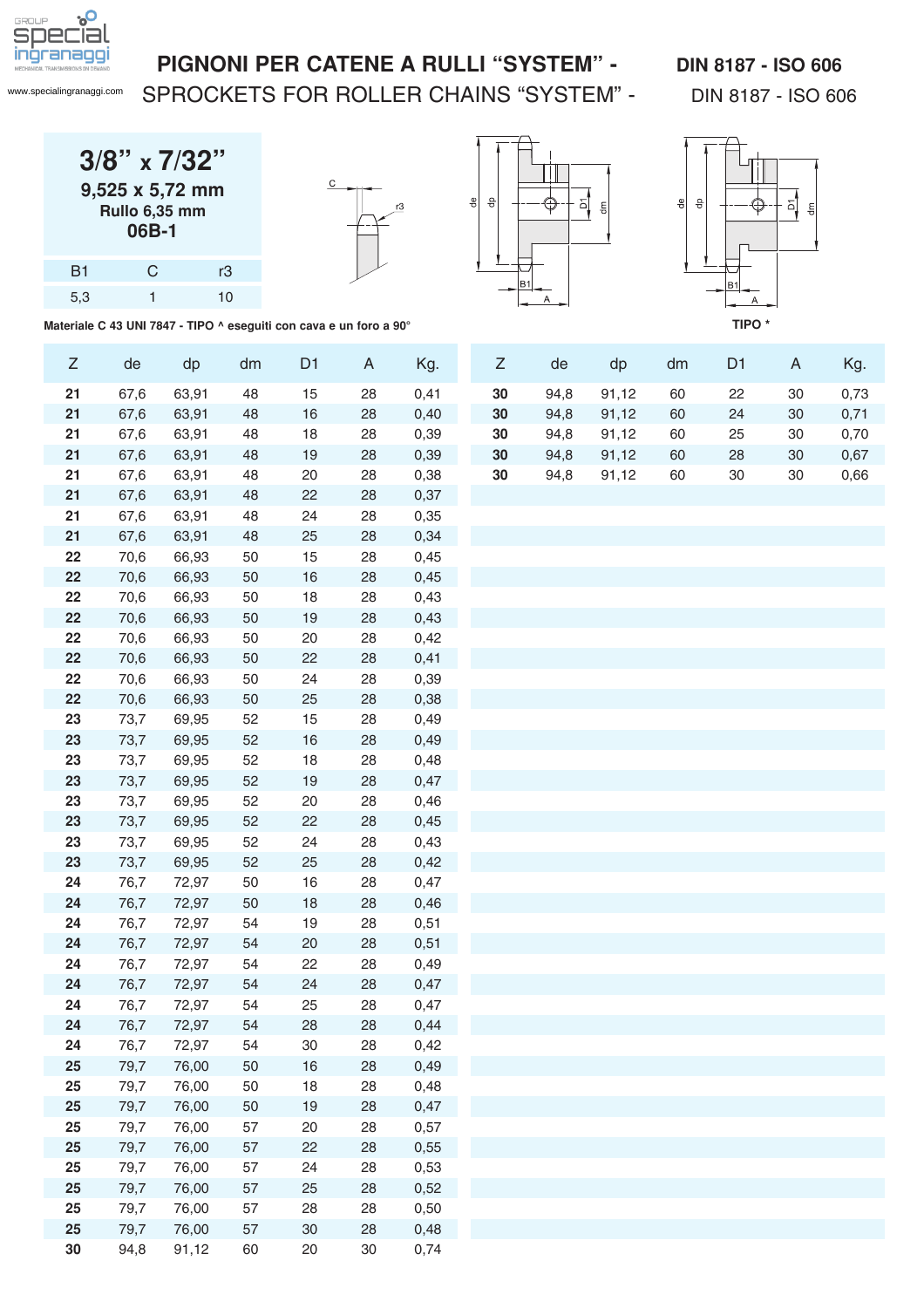# PIGNONI PER CATENE A RULLI "SYSTEM" - DIN 8187 - ISO 606

## SPROCKETS FOR ROLLER CHAINS "SYSTEM" - DIN 8187 - ISO 606

**3/8" x 7/32"**

**9,525 x 5,72 mm**

**Rullo 6,35 mm**

**06B-1**

| B1 | C | r3 |
|---|---|---|
| 5,3 | 1 | 10 |

**Materiale C 43 UNI 7847 - TIPO ^ eseguiti con cava e un foro a 90°**

**TIPO ***

| Z | de | dp | dm | D1 | A | Kg. |
|---|---|---|---|---|---|---|
| **21** | 67,6 | 63,91 | 48 | 15 | 28 | 0,41 |
| **21** | 67,6 | 63,91 | 48 | 16 | 28 | 0,40 |
| **21** | 67,6 | 63,91 | 48 | 18 | 28 | 0,39 |
| **21** | 67,6 | 63,91 | 48 | 19 | 28 | 0,39 |
| **21** | 67,6 | 63,91 | 48 | 20 | 28 | 0,38 |
| **21** | 67,6 | 63,91 | 48 | 22 | 28 | 0,37 |
| **21** | 67,6 | 63,91 | 48 | 24 | 28 | 0,35 |
| **21** | 67,6 | 63,91 | 48 | 25 | 28 | 0,34 |
| **22** | 70,6 | 66,93 | 50 | 15 | 28 | 0,45 |
| **22** | 70,6 | 66,93 | 50 | 16 | 28 | 0,45 |
| **22** | 70,6 | 66,93 | 50 | 18 | 28 | 0,43 |
| **22** | 70,6 | 66,93 | 50 | 19 | 28 | 0,43 |
| **22** | 70,6 | 66,93 | 50 | 20 | 28 | 0,42 |
| **22** | 70,6 | 66,93 | 50 | 22 | 28 | 0,41 |
| **22** | 70,6 | 66,93 | 50 | 24 | 28 | 0,39 |
| **22** | 70,6 | 66,93 | 50 | 25 | 28 | 0,38 |
| **23** | 73,7 | 69,95 | 52 | 15 | 28 | 0,49 |
| **23** | 73,7 | 69,95 | 52 | 16 | 28 | 0,49 |
| **23** | 73,7 | 69,95 | 52 | 18 | 28 | 0,48 |
| **23** | 73,7 | 69,95 | 52 | 19 | 28 | 0,47 |
| **23** | 73,7 | 69,95 | 52 | 20 | 28 | 0,46 |
| **23** | 73,7 | 69,95 | 52 | 22 | 28 | 0,45 |
| **23** | 73,7 | 69,95 | 52 | 24 | 28 | 0,43 |
| **23** | 73,7 | 69,95 | 52 | 25 | 28 | 0,42 |
| **24** | 76,7 | 72,97 | 50 | 16 | 28 | 0,47 |
| **24** | 76,7 | 72,97 | 50 | 18 | 28 | 0,46 |
| **24** | 76,7 | 72,97 | 54 | 19 | 28 | 0,51 |
| **24** | 76,7 | 72,97 | 54 | 20 | 28 | 0,51 |
| **24** | 76,7 | 72,97 | 54 | 22 | 28 | 0,49 |
| **24** | 76,7 | 72,97 | 54 | 24 | 28 | 0,47 |
| **24** | 76,7 | 72,97 | 54 | 25 | 28 | 0,47 |
| **24** | 76,7 | 72,97 | 54 | 28 | 28 | 0,44 |
| **24** | 76,7 | 72,97 | 54 | 30 | 28 | 0,42 |
| **25** | 79,7 | 76,00 | 50 | 16 | 28 | 0,49 |
| **25** | 79,7 | 76,00 | 50 | 18 | 28 | 0,48 |
| **25** | 79,7 | 76,00 | 50 | 19 | 28 | 0,47 |
| **25** | 79,7 | 76,00 | 57 | 20 | 28 | 0,57 |
| **25** | 79,7 | 76,00 | 57 | 22 | 28 | 0,55 |
| **25** | 79,7 | 76,00 | 57 | 24 | 28 | 0,53 |
| **25** | 79,7 | 76,00 | 57 | 25 | 28 | 0,52 |
| **25** | 79,7 | 76,00 | 57 | 28 | 28 | 0,50 |
| **25** | 79,7 | 76,00 | 57 | 30 | 28 | 0,48 |
| **30** | 94,8 | 91,12 | 60 | 20 | 30 | 0,74 |
| **30** | 94,8 | 91,12 | 60 | 22 | 30 | 0,73 |
| **30** | 94,8 | 91,12 | 60 | 24 | 30 | 0,71 |
| **30** | 94,8 | 91,12 | 60 | 25 | 30 | 0,70 |
| **30** | 94,8 | 91,12 | 60 | 28 | 30 | 0,67 |
| **30** | 94,8 | 91,12 | 60 | 30 | 30 | 0,66 |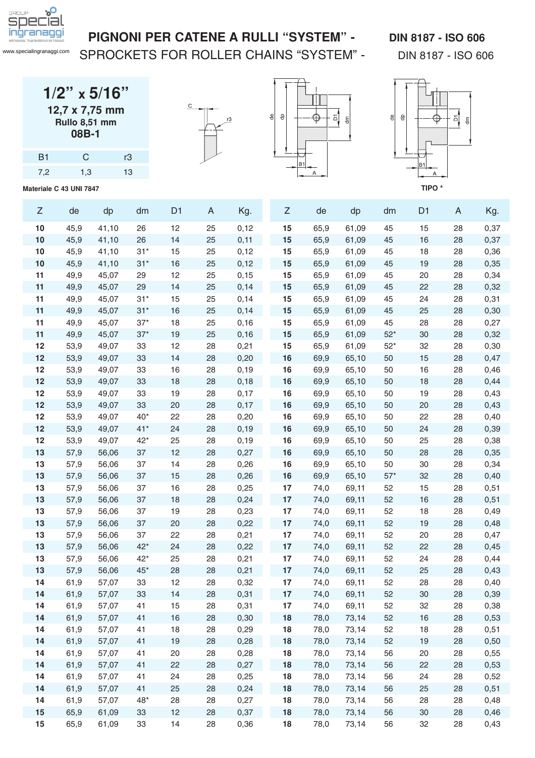# PIGNONI PER CATENE A RULLI "SYSTEM" - DIN 8187 - ISO 606

## SPROCKETS FOR ROLLER CHAINS "SYSTEM" - DIN 8187 - ISO 606

### 1/2" x 5/16"

**12,7 x 7,75 mm**

**Rullo 8,51 mm**

**08B-1**

| B1 | C | r3 |
|---|---|---|
| 7,2 | 1,3 | 13 |

**Materiale C 43 UNI 7847**

**TIPO \***

| Z | de | dp | dm | D1 | A | Kg. |
|---|---|---|---|---|---|---|
| **10** | 45,9 | 41,10 | 26 | 12 | 25 | 0,12 |
| **10** | 45,9 | 41,10 | 26 | 14 | 25 | 0,11 |
| **10** | 45,9 | 41,10 | 31* | 15 | 25 | 0,12 |
| **10** | 45,9 | 41,10 | 31* | 16 | 25 | 0,12 |
| **11** | 49,9 | 45,07 | 29 | 12 | 25 | 0,15 |
| **11** | 49,9 | 45,07 | 29 | 14 | 25 | 0,14 |
| **11** | 49,9 | 45,07 | 31* | 15 | 25 | 0,14 |
| **11** | 49,9 | 45,07 | 31* | 16 | 25 | 0,14 |
| **11** | 49,9 | 45,07 | 37* | 18 | 25 | 0,16 |
| **11** | 49,9 | 45,07 | 37* | 19 | 25 | 0,16 |
| **12** | 53,9 | 49,07 | 33 | 12 | 28 | 0,21 |
| **12** | 53,9 | 49,07 | 33 | 14 | 28 | 0,20 |
| **12** | 53,9 | 49,07 | 33 | 16 | 28 | 0,19 |
| **12** | 53,9 | 49,07 | 33 | 18 | 28 | 0,18 |
| **12** | 53,9 | 49,07 | 33 | 19 | 28 | 0,17 |
| **12** | 53,9 | 49,07 | 33 | 20 | 28 | 0,17 |
| **12** | 53,9 | 49,07 | 40* | 22 | 28 | 0,20 |
| **12** | 53,9 | 49,07 | 41* | 24 | 28 | 0,19 |
| **12** | 53,9 | 49,07 | 42* | 25 | 28 | 0,19 |
| **13** | 57,9 | 56,06 | 37 | 12 | 28 | 0,27 |
| **13** | 57,9 | 56,06 | 37 | 14 | 28 | 0,26 |
| **13** | 57,9 | 56,06 | 37 | 15 | 28 | 0,26 |
| **13** | 57,9 | 56,06 | 37 | 16 | 28 | 0,25 |
| **13** | 57,9 | 56,06 | 37 | 18 | 28 | 0,24 |
| **13** | 57,9 | 56,06 | 37 | 19 | 28 | 0,23 |
| **13** | 57,9 | 56,06 | 37 | 20 | 28 | 0,22 |
| **13** | 57,9 | 56,06 | 37 | 22 | 28 | 0,21 |
| **13** | 57,9 | 56,06 | 42* | 24 | 28 | 0,22 |
| **13** | 57,9 | 56,06 | 42* | 25 | 28 | 0,21 |
| **13** | 57,9 | 56,06 | 45* | 28 | 28 | 0,21 |
| **14** | 61,9 | 57,07 | 33 | 12 | 28 | 0,32 |
| **14** | 61,9 | 57,07 | 33 | 14 | 28 | 0,31 |
| **14** | 61,9 | 57,07 | 41 | 15 | 28 | 0,31 |
| **14** | 61,9 | 57,07 | 41 | 16 | 28 | 0,30 |
| **14** | 61,9 | 57,07 | 41 | 18 | 28 | 0,29 |
| **14** | 61,9 | 57,07 | 41 | 19 | 28 | 0,28 |
| **14** | 61,9 | 57,07 | 41 | 20 | 28 | 0,28 |
| **14** | 61,9 | 57,07 | 41 | 22 | 28 | 0,27 |
| **14** | 61,9 | 57,07 | 41 | 24 | 28 | 0,25 |
| **14** | 61,9 | 57,07 | 41 | 25 | 28 | 0,24 |
| **14** | 61,9 | 57,07 | 48* | 28 | 28 | 0,27 |
| **15** | 65,9 | 61,09 | 33 | 12 | 28 | 0,37 |
| **15** | 65,9 | 61,09 | 33 | 14 | 28 | 0,36 |
| **15** | 65,9 | 61,09 | 45 | 15 | 28 | 0,37 |
| **15** | 65,9 | 61,09 | 45 | 16 | 28 | 0,37 |
| **15** | 65,9 | 61,09 | 45 | 18 | 28 | 0,36 |
| **15** | 65,9 | 61,09 | 45 | 19 | 28 | 0,35 |
| **15** | 65,9 | 61,09 | 45 | 20 | 28 | 0,34 |
| **15** | 65,9 | 61,09 | 45 | 22 | 28 | 0,32 |
| **15** | 65,9 | 61,09 | 45 | 24 | 28 | 0,31 |
| **15** | 65,9 | 61,09 | 45 | 25 | 28 | 0,30 |
| **15** | 65,9 | 61,09 | 45 | 28 | 28 | 0,27 |
| **15** | 65,9 | 61,09 | 52* | 30 | 28 | 0,32 |
| **15** | 65,9 | 61,09 | 52* | 32 | 28 | 0,30 |
| **16** | 69,9 | 65,10 | 50 | 15 | 28 | 0,47 |
| **16** | 69,9 | 65,10 | 50 | 16 | 28 | 0,46 |
| **16** | 69,9 | 65,10 | 50 | 18 | 28 | 0,44 |
| **16** | 69,9 | 65,10 | 50 | 19 | 28 | 0,43 |
| **16** | 69,9 | 65,10 | 50 | 20 | 28 | 0,43 |
| **16** | 69,9 | 65,10 | 50 | 22 | 28 | 0,40 |
| **16** | 69,9 | 65,10 | 50 | 24 | 28 | 0,39 |
| **16** | 69,9 | 65,10 | 50 | 25 | 28 | 0,38 |
| **16** | 69,9 | 65,10 | 50 | 28 | 28 | 0,35 |
| **16** | 69,9 | 65,10 | 50 | 30 | 28 | 0,34 |
| **16** | 69,9 | 65,10 | 57* | 32 | 28 | 0,40 |
| **17** | 74,0 | 69,11 | 52 | 15 | 28 | 0,51 |
| **17** | 74,0 | 69,11 | 52 | 16 | 28 | 0,51 |
| **17** | 74,0 | 69,11 | 52 | 18 | 28 | 0,49 |
| **17** | 74,0 | 69,11 | 52 | 19 | 28 | 0,48 |
| **17** | 74,0 | 69,11 | 52 | 20 | 28 | 0,47 |
| **17** | 74,0 | 69,11 | 52 | 22 | 28 | 0,45 |
| **17** | 74,0 | 69,11 | 52 | 24 | 28 | 0,44 |
| **17** | 74,0 | 69,11 | 52 | 25 | 28 | 0,43 |
| **17** | 74,0 | 69,11 | 52 | 28 | 28 | 0,40 |
| **17** | 74,0 | 69,11 | 52 | 30 | 28 | 0,39 |
| **17** | 74,0 | 69,11 | 52 | 32 | 28 | 0,38 |
| **18** | 78,0 | 73,14 | 52 | 16 | 28 | 0,53 |
| **18** | 78,0 | 73,14 | 52 | 18 | 28 | 0,51 |
| **18** | 78,0 | 73,14 | 52 | 19 | 28 | 0,50 |
| **18** | 78,0 | 73,14 | 56 | 20 | 28 | 0,55 |
| **18** | 78,0 | 73,14 | 56 | 22 | 28 | 0,53 |
| **18** | 78,0 | 73,14 | 56 | 24 | 28 | 0,52 |
| **18** | 78,0 | 73,14 | 56 | 25 | 28 | 0,51 |
| **18** | 78,0 | 73,14 | 56 | 28 | 28 | 0,48 |
| **18** | 78,0 | 73,14 | 56 | 30 | 28 | 0,46 |
| **18** | 78,0 | 73,14 | 56 | 32 | 28 | 0,43 |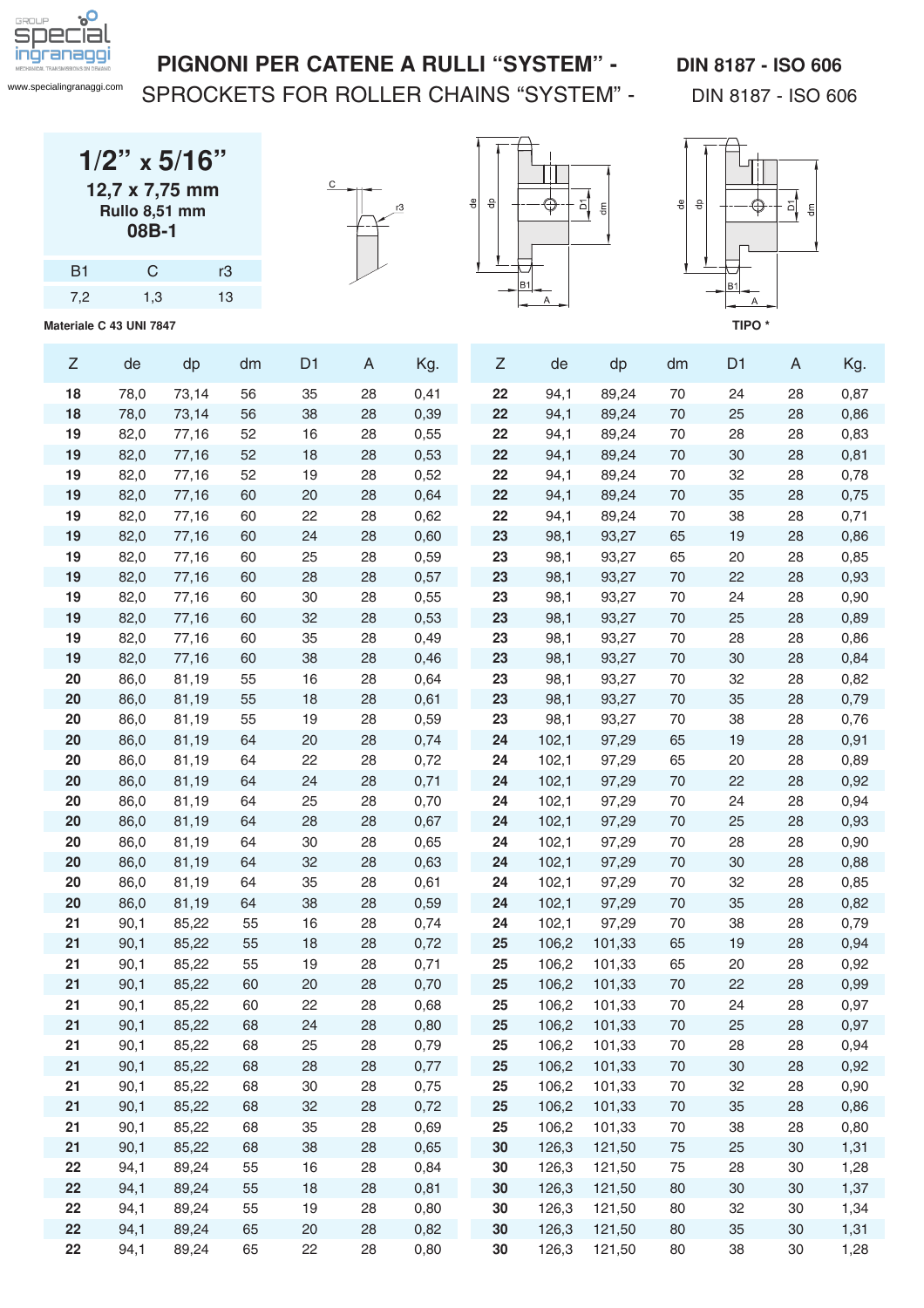# PIGNONI PER CATENE A RULLI “SYSTEM” - DIN 8187 - ISO 606

## SPROCKETS FOR ROLLER CHAINS “SYSTEM” - DIN 8187 - ISO 606

**1/2” x 5/16”**

**12,7 x 7,75 mm**

**Rullo 8,51 mm**

**08B-1**

| B1 | C | r3 |
|---|---|---|
| 7,2 | 1,3 | 13 |

**Materiale C 43 UNI 7847**

TIPO *

| Z | de | dp | dm | D1 | A | Kg. |
|---|---|---|---|---|---|---|
| **18** | 78,0 | 73,14 | 56 | 35 | 28 | 0,41 |
| **18** | 78,0 | 73,14 | 56 | 38 | 28 | 0,39 |
| **19** | 82,0 | 77,16 | 52 | 16 | 28 | 0,55 |
| **19** | 82,0 | 77,16 | 52 | 18 | 28 | 0,53 |
| **19** | 82,0 | 77,16 | 52 | 19 | 28 | 0,52 |
| **19** | 82,0 | 77,16 | 60 | 20 | 28 | 0,64 |
| **19** | 82,0 | 77,16 | 60 | 22 | 28 | 0,62 |
| **19** | 82,0 | 77,16 | 60 | 24 | 28 | 0,60 |
| **19** | 82,0 | 77,16 | 60 | 25 | 28 | 0,59 |
| **19** | 82,0 | 77,16 | 60 | 28 | 28 | 0,57 |
| **19** | 82,0 | 77,16 | 60 | 30 | 28 | 0,55 |
| **19** | 82,0 | 77,16 | 60 | 32 | 28 | 0,53 |
| **19** | 82,0 | 77,16 | 60 | 35 | 28 | 0,49 |
| **19** | 82,0 | 77,16 | 60 | 38 | 28 | 0,46 |
| **20** | 86,0 | 81,19 | 55 | 16 | 28 | 0,64 |
| **20** | 86,0 | 81,19 | 55 | 18 | 28 | 0,61 |
| **20** | 86,0 | 81,19 | 55 | 19 | 28 | 0,59 |
| **20** | 86,0 | 81,19 | 64 | 20 | 28 | 0,74 |
| **20** | 86,0 | 81,19 | 64 | 22 | 28 | 0,72 |
| **20** | 86,0 | 81,19 | 64 | 24 | 28 | 0,71 |
| **20** | 86,0 | 81,19 | 64 | 25 | 28 | 0,70 |
| **20** | 86,0 | 81,19 | 64 | 28 | 28 | 0,67 |
| **20** | 86,0 | 81,19 | 64 | 30 | 28 | 0,65 |
| **20** | 86,0 | 81,19 | 64 | 32 | 28 | 0,63 |
| **20** | 86,0 | 81,19 | 64 | 35 | 28 | 0,61 |
| **20** | 86,0 | 81,19 | 64 | 38 | 28 | 0,59 |
| **21** | 90,1 | 85,22 | 55 | 16 | 28 | 0,74 |
| **21** | 90,1 | 85,22 | 55 | 18 | 28 | 0,72 |
| **21** | 90,1 | 85,22 | 55 | 19 | 28 | 0,71 |
| **21** | 90,1 | 85,22 | 60 | 20 | 28 | 0,70 |
| **21** | 90,1 | 85,22 | 60 | 22 | 28 | 0,68 |
| **21** | 90,1 | 85,22 | 68 | 24 | 28 | 0,80 |
| **21** | 90,1 | 85,22 | 68 | 25 | 28 | 0,79 |
| **21** | 90,1 | 85,22 | 68 | 28 | 28 | 0,77 |
| **21** | 90,1 | 85,22 | 68 | 30 | 28 | 0,75 |
| **21** | 90,1 | 85,22 | 68 | 32 | 28 | 0,72 |
| **21** | 90,1 | 85,22 | 68 | 35 | 28 | 0,69 |
| **21** | 90,1 | 85,22 | 68 | 38 | 28 | 0,65 |
| **22** | 94,1 | 89,24 | 55 | 16 | 28 | 0,84 |
| **22** | 94,1 | 89,24 | 55 | 18 | 28 | 0,81 |
| **22** | 94,1 | 89,24 | 55 | 19 | 28 | 0,80 |
| **22** | 94,1 | 89,24 | 65 | 20 | 28 | 0,82 |
| **22** | 94,1 | 89,24 | 65 | 22 | 28 | 0,80 |
| **22** | 94,1 | 89,24 | 70 | 24 | 28 | 0,87 |
| **22** | 94,1 | 89,24 | 70 | 25 | 28 | 0,86 |
| **22** | 94,1 | 89,24 | 70 | 28 | 28 | 0,83 |
| **22** | 94,1 | 89,24 | 70 | 30 | 28 | 0,81 |
| **22** | 94,1 | 89,24 | 70 | 32 | 28 | 0,78 |
| **22** | 94,1 | 89,24 | 70 | 35 | 28 | 0,75 |
| **22** | 94,1 | 89,24 | 70 | 38 | 28 | 0,71 |
| **23** | 98,1 | 93,27 | 65 | 19 | 28 | 0,86 |
| **23** | 98,1 | 93,27 | 65 | 20 | 28 | 0,85 |
| **23** | 98,1 | 93,27 | 70 | 22 | 28 | 0,93 |
| **23** | 98,1 | 93,27 | 70 | 24 | 28 | 0,90 |
| **23** | 98,1 | 93,27 | 70 | 25 | 28 | 0,89 |
| **23** | 98,1 | 93,27 | 70 | 28 | 28 | 0,86 |
| **23** | 98,1 | 93,27 | 70 | 30 | 28 | 0,84 |
| **23** | 98,1 | 93,27 | 70 | 32 | 28 | 0,82 |
| **23** | 98,1 | 93,27 | 70 | 35 | 28 | 0,79 |
| **23** | 98,1 | 93,27 | 70 | 38 | 28 | 0,76 |
| **24** | 102,1 | 97,29 | 65 | 19 | 28 | 0,91 |
| **24** | 102,1 | 97,29 | 65 | 20 | 28 | 0,89 |
| **24** | 102,1 | 97,29 | 70 | 22 | 28 | 0,92 |
| **24** | 102,1 | 97,29 | 70 | 24 | 28 | 0,94 |
| **24** | 102,1 | 97,29 | 70 | 25 | 28 | 0,93 |
| **24** | 102,1 | 97,29 | 70 | 28 | 28 | 0,90 |
| **24** | 102,1 | 97,29 | 70 | 30 | 28 | 0,88 |
| **24** | 102,1 | 97,29 | 70 | 32 | 28 | 0,85 |
| **24** | 102,1 | 97,29 | 70 | 35 | 28 | 0,82 |
| **24** | 102,1 | 97,29 | 70 | 38 | 28 | 0,79 |
| **25** | 106,2 | 101,33 | 65 | 19 | 28 | 0,94 |
| **25** | 106,2 | 101,33 | 65 | 20 | 28 | 0,92 |
| **25** | 106,2 | 101,33 | 70 | 22 | 28 | 0,99 |
| **25** | 106,2 | 101,33 | 70 | 24 | 28 | 0,97 |
| **25** | 106,2 | 101,33 | 70 | 25 | 28 | 0,97 |
| **25** | 106,2 | 101,33 | 70 | 28 | 28 | 0,94 |
| **25** | 106,2 | 101,33 | 70 | 30 | 28 | 0,92 |
| **25** | 106,2 | 101,33 | 70 | 32 | 28 | 0,90 |
| **25** | 106,2 | 101,33 | 70 | 35 | 28 | 0,86 |
| **25** | 106,2 | 101,33 | 70 | 38 | 28 | 0,80 |
| **30** | 126,3 | 121,50 | 75 | 25 | 30 | 1,31 |
| **30** | 126,3 | 121,50 | 75 | 28 | 30 | 1,28 |
| **30** | 126,3 | 121,50 | 80 | 30 | 30 | 1,37 |
| **30** | 126,3 | 121,50 | 80 | 32 | 30 | 1,34 |
| **30** | 126,3 | 121,50 | 80 | 35 | 30 | 1,31 |
| **30** | 126,3 | 121,50 | 80 | 38 | 30 | 1,28 |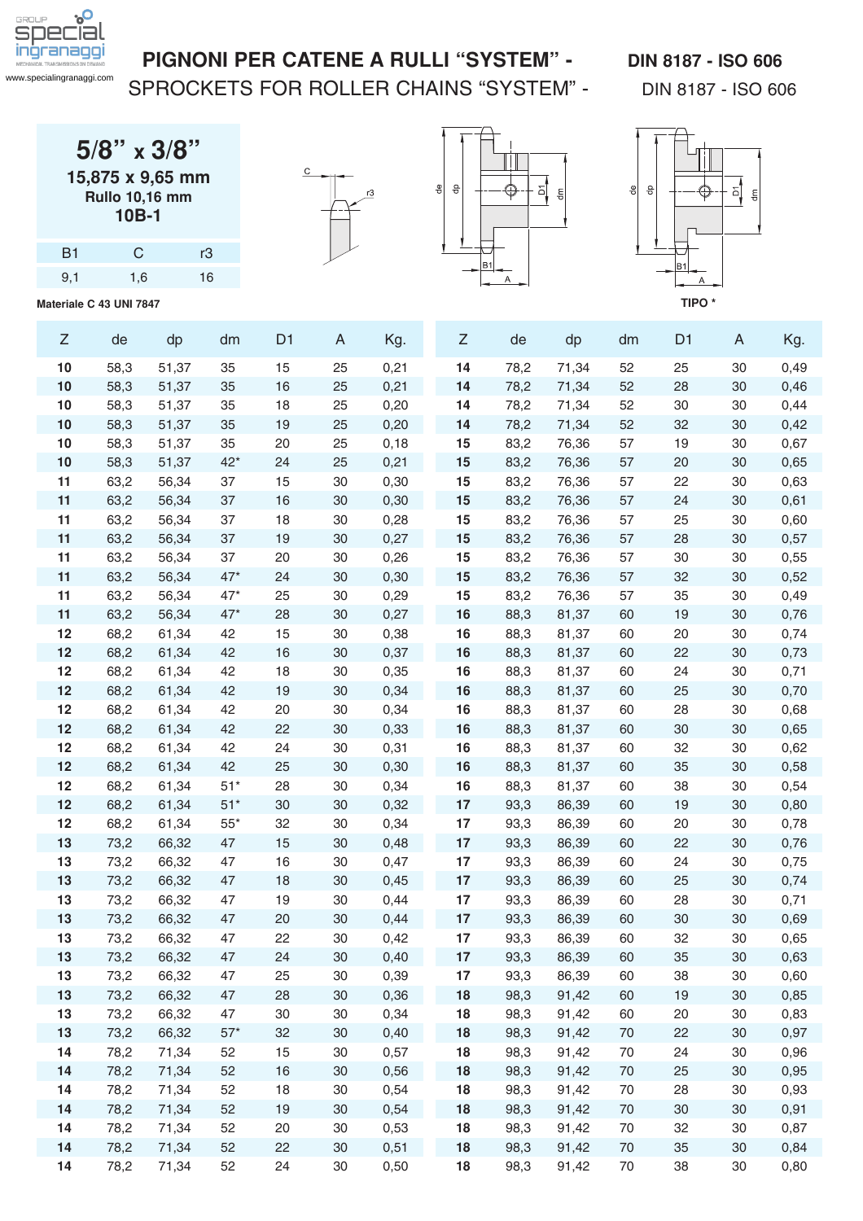# PIGNONI PER CATENE A RULLI "SYSTEM" - DIN 8187 - ISO 606

## SPROCKETS FOR ROLLER CHAINS "SYSTEM" - DIN 8187 - ISO 606

**5/8" x 3/8"**
**15,875 x 9,65 mm**
**Rullo 10,16 mm**
**10B-1**

| B1 | C | r3 |
|---|---|---|
| 9,1 | 1,6 | 16 |

**Materiale C 43 UNI 7847**

**TIPO ***

| Z | de | dp | dm | D1 | A | Kg. |
|---|---|---|---|---|---|---|
| **10** | 58,3 | 51,37 | 35 | 15 | 25 | 0,21 |
| **10** | 58,3 | 51,37 | 35 | 16 | 25 | 0,21 |
| **10** | 58,3 | 51,37 | 35 | 18 | 25 | 0,20 |
| **10** | 58,3 | 51,37 | 35 | 19 | 25 | 0,20 |
| **10** | 58,3 | 51,37 | 35 | 20 | 25 | 0,18 |
| **10** | 58,3 | 51,37 | 42* | 24 | 25 | 0,21 |
| **11** | 63,2 | 56,34 | 37 | 15 | 30 | 0,30 |
| **11** | 63,2 | 56,34 | 37 | 16 | 30 | 0,30 |
| **11** | 63,2 | 56,34 | 37 | 18 | 30 | 0,28 |
| **11** | 63,2 | 56,34 | 37 | 19 | 30 | 0,27 |
| **11** | 63,2 | 56,34 | 37 | 20 | 30 | 0,26 |
| **11** | 63,2 | 56,34 | 47* | 24 | 30 | 0,30 |
| **11** | 63,2 | 56,34 | 47* | 25 | 30 | 0,29 |
| **11** | 63,2 | 56,34 | 47* | 28 | 30 | 0,27 |
| **12** | 68,2 | 61,34 | 42 | 15 | 30 | 0,38 |
| **12** | 68,2 | 61,34 | 42 | 16 | 30 | 0,37 |
| **12** | 68,2 | 61,34 | 42 | 18 | 30 | 0,35 |
| **12** | 68,2 | 61,34 | 42 | 19 | 30 | 0,34 |
| **12** | 68,2 | 61,34 | 42 | 20 | 30 | 0,34 |
| **12** | 68,2 | 61,34 | 42 | 22 | 30 | 0,33 |
| **12** | 68,2 | 61,34 | 42 | 24 | 30 | 0,31 |
| **12** | 68,2 | 61,34 | 42 | 25 | 30 | 0,30 |
| **12** | 68,2 | 61,34 | 51* | 28 | 30 | 0,34 |
| **12** | 68,2 | 61,34 | 51* | 30 | 30 | 0,32 |
| **12** | 68,2 | 61,34 | 55* | 32 | 30 | 0,34 |
| **13** | 73,2 | 66,32 | 47 | 15 | 30 | 0,48 |
| **13** | 73,2 | 66,32 | 47 | 16 | 30 | 0,47 |
| **13** | 73,2 | 66,32 | 47 | 18 | 30 | 0,45 |
| **13** | 73,2 | 66,32 | 47 | 19 | 30 | 0,44 |
| **13** | 73,2 | 66,32 | 47 | 20 | 30 | 0,44 |
| **13** | 73,2 | 66,32 | 47 | 22 | 30 | 0,42 |
| **13** | 73,2 | 66,32 | 47 | 24 | 30 | 0,40 |
| **13** | 73,2 | 66,32 | 47 | 25 | 30 | 0,39 |
| **13** | 73,2 | 66,32 | 47 | 28 | 30 | 0,36 |
| **13** | 73,2 | 66,32 | 47 | 30 | 30 | 0,34 |
| **13** | 73,2 | 66,32 | 57* | 32 | 30 | 0,40 |
| **14** | 78,2 | 71,34 | 52 | 15 | 30 | 0,57 |
| **14** | 78,2 | 71,34 | 52 | 16 | 30 | 0,56 |
| **14** | 78,2 | 71,34 | 52 | 18 | 30 | 0,54 |
| **14** | 78,2 | 71,34 | 52 | 19 | 30 | 0,54 |
| **14** | 78,2 | 71,34 | 52 | 20 | 30 | 0,53 |
| **14** | 78,2 | 71,34 | 52 | 22 | 30 | 0,51 |
| **14** | 78,2 | 71,34 | 52 | 24 | 30 | 0,50 |
| **14** | 78,2 | 71,34 | 52 | 25 | 30 | 0,49 |
| **14** | 78,2 | 71,34 | 52 | 28 | 30 | 0,46 |
| **14** | 78,2 | 71,34 | 52 | 30 | 30 | 0,44 |
| **14** | 78,2 | 71,34 | 52 | 32 | 30 | 0,42 |
| **15** | 83,2 | 76,36 | 57 | 19 | 30 | 0,67 |
| **15** | 83,2 | 76,36 | 57 | 20 | 30 | 0,65 |
| **15** | 83,2 | 76,36 | 57 | 22 | 30 | 0,63 |
| **15** | 83,2 | 76,36 | 57 | 24 | 30 | 0,61 |
| **15** | 83,2 | 76,36 | 57 | 25 | 30 | 0,60 |
| **15** | 83,2 | 76,36 | 57 | 28 | 30 | 0,57 |
| **15** | 83,2 | 76,36 | 57 | 30 | 30 | 0,55 |
| **15** | 83,2 | 76,36 | 57 | 32 | 30 | 0,52 |
| **15** | 83,2 | 76,36 | 57 | 35 | 30 | 0,49 |
| **16** | 88,3 | 81,37 | 60 | 19 | 30 | 0,76 |
| **16** | 88,3 | 81,37 | 60 | 20 | 30 | 0,74 |
| **16** | 88,3 | 81,37 | 60 | 22 | 30 | 0,73 |
| **16** | 88,3 | 81,37 | 60 | 24 | 30 | 0,71 |
| **16** | 88,3 | 81,37 | 60 | 25 | 30 | 0,70 |
| **16** | 88,3 | 81,37 | 60 | 28 | 30 | 0,68 |
| **16** | 88,3 | 81,37 | 60 | 30 | 30 | 0,65 |
| **16** | 88,3 | 81,37 | 60 | 32 | 30 | 0,62 |
| **16** | 88,3 | 81,37 | 60 | 35 | 30 | 0,58 |
| **16** | 88,3 | 81,37 | 60 | 38 | 30 | 0,54 |
| **17** | 93,3 | 86,39 | 60 | 19 | 30 | 0,80 |
| **17** | 93,3 | 86,39 | 60 | 20 | 30 | 0,78 |
| **17** | 93,3 | 86,39 | 60 | 22 | 30 | 0,76 |
| **17** | 93,3 | 86,39 | 60 | 24 | 30 | 0,75 |
| **17** | 93,3 | 86,39 | 60 | 25 | 30 | 0,74 |
| **17** | 93,3 | 86,39 | 60 | 28 | 30 | 0,71 |
| **17** | 93,3 | 86,39 | 60 | 30 | 30 | 0,69 |
| **17** | 93,3 | 86,39 | 60 | 32 | 30 | 0,65 |
| **17** | 93,3 | 86,39 | 60 | 35 | 30 | 0,63 |
| **17** | 93,3 | 86,39 | 60 | 38 | 30 | 0,60 |
| **18** | 98,3 | 91,42 | 60 | 19 | 30 | 0,85 |
| **18** | 98,3 | 91,42 | 60 | 20 | 30 | 0,83 |
| **18** | 98,3 | 91,42 | 70 | 22 | 30 | 0,97 |
| **18** | 98,3 | 91,42 | 70 | 24 | 30 | 0,96 |
| **18** | 98,3 | 91,42 | 70 | 25 | 30 | 0,95 |
| **18** | 98,3 | 91,42 | 70 | 28 | 30 | 0,93 |
| **18** | 98,3 | 91,42 | 70 | 30 | 30 | 0,91 |
| **18** | 98,3 | 91,42 | 70 | 32 | 30 | 0,87 |
| **18** | 98,3 | 91,42 | 70 | 35 | 30 | 0,84 |
| **18** | 98,3 | 91,42 | 70 | 38 | 30 | 0,80 |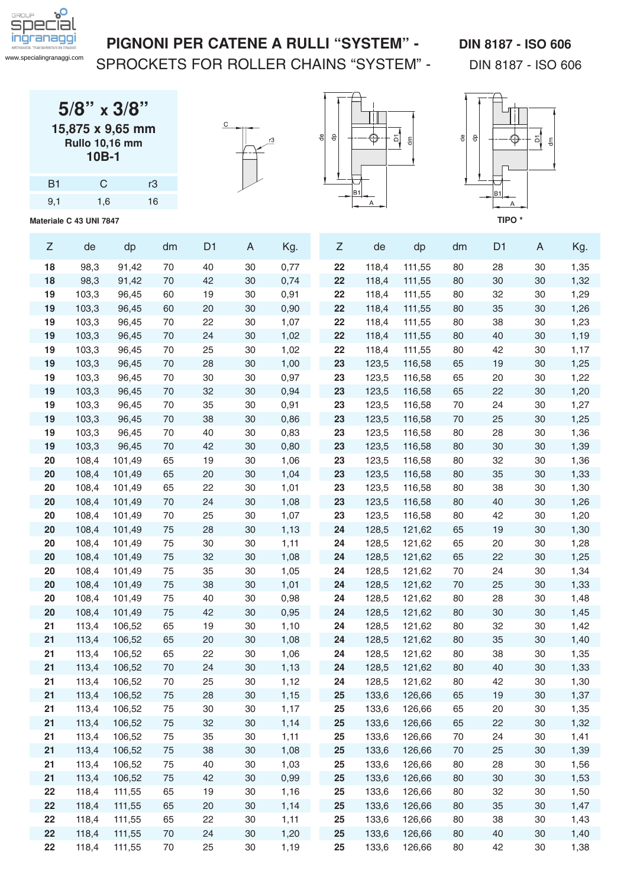# PIGNONI PER CATENE A RULLI "SYSTEM" - DIN 8187 - ISO 606

## SPROCKETS FOR ROLLER CHAINS "SYSTEM" - DIN 8187 - ISO 606

### 5/8" x 3/8"

**15,875 x 9,65 mm**

**Rullo 10,16 mm**

**10B-1**

| B1 | C | r3 |
|---|---|---|
| 9,1 | 1,6 | 16 |

**Materiale C 43 UNI 7847**

**TIPO ***

| Z | de | dp | dm | D1 | A | Kg. |
|---|---|---|---|---|---|---|
| **18** | 98,3 | 91,42 | 70 | 40 | 30 | 0,77 |
| **18** | 98,3 | 91,42 | 70 | 42 | 30 | 0,74 |
| **19** | 103,3 | 96,45 | 60 | 19 | 30 | 0,91 |
| **19** | 103,3 | 96,45 | 60 | 20 | 30 | 0,90 |
| **19** | 103,3 | 96,45 | 70 | 22 | 30 | 1,07 |
| **19** | 103,3 | 96,45 | 70 | 24 | 30 | 1,02 |
| **19** | 103,3 | 96,45 | 70 | 25 | 30 | 1,02 |
| **19** | 103,3 | 96,45 | 70 | 28 | 30 | 1,00 |
| **19** | 103,3 | 96,45 | 70 | 30 | 30 | 0,97 |
| **19** | 103,3 | 96,45 | 70 | 32 | 30 | 0,94 |
| **19** | 103,3 | 96,45 | 70 | 35 | 30 | 0,91 |
| **19** | 103,3 | 96,45 | 70 | 38 | 30 | 0,86 |
| **19** | 103,3 | 96,45 | 70 | 40 | 30 | 0,83 |
| **19** | 103,3 | 96,45 | 70 | 42 | 30 | 0,80 |
| **20** | 108,4 | 101,49 | 65 | 19 | 30 | 1,06 |
| **20** | 108,4 | 101,49 | 65 | 20 | 30 | 1,04 |
| **20** | 108,4 | 101,49 | 65 | 22 | 30 | 1,01 |
| **20** | 108,4 | 101,49 | 70 | 24 | 30 | 1,08 |
| **20** | 108,4 | 101,49 | 70 | 25 | 30 | 1,07 |
| **20** | 108,4 | 101,49 | 75 | 28 | 30 | 1,13 |
| **20** | 108,4 | 101,49 | 75 | 30 | 30 | 1,11 |
| **20** | 108,4 | 101,49 | 75 | 32 | 30 | 1,08 |
| **20** | 108,4 | 101,49 | 75 | 35 | 30 | 1,05 |
| **20** | 108,4 | 101,49 | 75 | 38 | 30 | 1,01 |
| **20** | 108,4 | 101,49 | 75 | 40 | 30 | 0,98 |
| **20** | 108,4 | 101,49 | 75 | 42 | 30 | 0,95 |
| **21** | 113,4 | 106,52 | 65 | 19 | 30 | 1,10 |
| **21** | 113,4 | 106,52 | 65 | 20 | 30 | 1,08 |
| **21** | 113,4 | 106,52 | 65 | 22 | 30 | 1,06 |
| **21** | 113,4 | 106,52 | 70 | 24 | 30 | 1,13 |
| **21** | 113,4 | 106,52 | 70 | 25 | 30 | 1,12 |
| **21** | 113,4 | 106,52 | 75 | 28 | 30 | 1,15 |
| **21** | 113,4 | 106,52 | 75 | 30 | 30 | 1,17 |
| **21** | 113,4 | 106,52 | 75 | 32 | 30 | 1,14 |
| **21** | 113,4 | 106,52 | 75 | 35 | 30 | 1,11 |
| **21** | 113,4 | 106,52 | 75 | 38 | 30 | 1,08 |
| **21** | 113,4 | 106,52 | 75 | 40 | 30 | 1,03 |
| **21** | 113,4 | 106,52 | 75 | 42 | 30 | 0,99 |
| **22** | 118,4 | 111,55 | 65 | 19 | 30 | 1,16 |
| **22** | 118,4 | 111,55 | 65 | 20 | 30 | 1,14 |
| **22** | 118,4 | 111,55 | 65 | 22 | 30 | 1,11 |
| **22** | 118,4 | 111,55 | 70 | 24 | 30 | 1,20 |
| **22** | 118,4 | 111,55 | 70 | 25 | 30 | 1,19 |
| **22** | 118,4 | 111,55 | 80 | 28 | 30 | 1,35 |
| **22** | 118,4 | 111,55 | 80 | 30 | 30 | 1,32 |
| **22** | 118,4 | 111,55 | 80 | 32 | 30 | 1,29 |
| **22** | 118,4 | 111,55 | 80 | 35 | 30 | 1,26 |
| **22** | 118,4 | 111,55 | 80 | 38 | 30 | 1,23 |
| **22** | 118,4 | 111,55 | 80 | 40 | 30 | 1,19 |
| **22** | 118,4 | 111,55 | 80 | 42 | 30 | 1,17 |
| **23** | 123,5 | 116,58 | 65 | 19 | 30 | 1,25 |
| **23** | 123,5 | 116,58 | 65 | 20 | 30 | 1,22 |
| **23** | 123,5 | 116,58 | 65 | 22 | 30 | 1,20 |
| **23** | 123,5 | 116,58 | 70 | 24 | 30 | 1,27 |
| **23** | 123,5 | 116,58 | 70 | 25 | 30 | 1,25 |
| **23** | 123,5 | 116,58 | 80 | 28 | 30 | 1,36 |
| **23** | 123,5 | 116,58 | 80 | 30 | 30 | 1,39 |
| **23** | 123,5 | 116,58 | 80 | 32 | 30 | 1,36 |
| **23** | 123,5 | 116,58 | 80 | 35 | 30 | 1,33 |
| **23** | 123,5 | 116,58 | 80 | 38 | 30 | 1,30 |
| **23** | 123,5 | 116,58 | 80 | 40 | 30 | 1,26 |
| **23** | 123,5 | 116,58 | 80 | 42 | 30 | 1,20 |
| **24** | 128,5 | 121,62 | 65 | 19 | 30 | 1,30 |
| **24** | 128,5 | 121,62 | 65 | 20 | 30 | 1,28 |
| **24** | 128,5 | 121,62 | 65 | 22 | 30 | 1,25 |
| **24** | 128,5 | 121,62 | 70 | 24 | 30 | 1,34 |
| **24** | 128,5 | 121,62 | 70 | 25 | 30 | 1,33 |
| **24** | 128,5 | 121,62 | 80 | 28 | 30 | 1,48 |
| **24** | 128,5 | 121,62 | 80 | 30 | 30 | 1,45 |
| **24** | 128,5 | 121,62 | 80 | 32 | 30 | 1,42 |
| **24** | 128,5 | 121,62 | 80 | 35 | 30 | 1,40 |
| **24** | 128,5 | 121,62 | 80 | 38 | 30 | 1,35 |
| **24** | 128,5 | 121,62 | 80 | 40 | 30 | 1,33 |
| **24** | 128,5 | 121,62 | 80 | 42 | 30 | 1,30 |
| **25** | 133,6 | 126,66 | 65 | 19 | 30 | 1,37 |
| **25** | 133,6 | 126,66 | 65 | 20 | 30 | 1,35 |
| **25** | 133,6 | 126,66 | 65 | 22 | 30 | 1,32 |
| **25** | 133,6 | 126,66 | 70 | 24 | 30 | 1,41 |
| **25** | 133,6 | 126,66 | 70 | 25 | 30 | 1,39 |
| **25** | 133,6 | 126,66 | 80 | 28 | 30 | 1,56 |
| **25** | 133,6 | 126,66 | 80 | 30 | 30 | 1,53 |
| **25** | 133,6 | 126,66 | 80 | 32 | 30 | 1,50 |
| **25** | 133,6 | 126,66 | 80 | 35 | 30 | 1,47 |
| **25** | 133,6 | 126,66 | 80 | 38 | 30 | 1,43 |
| **25** | 133,6 | 126,66 | 80 | 40 | 30 | 1,40 |
| **25** | 133,6 | 126,66 | 80 | 42 | 30 | 1,38 |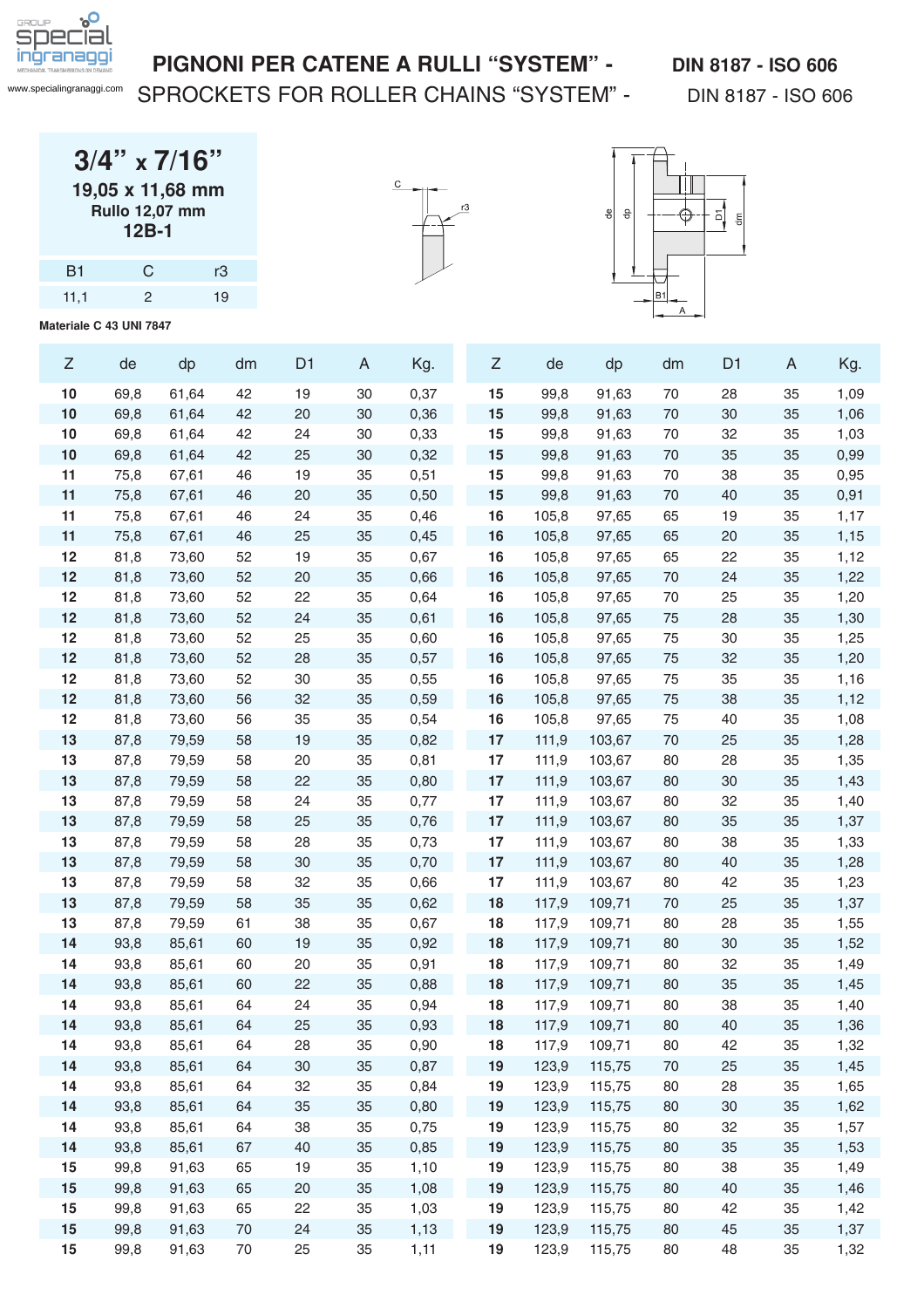# PIGNONI PER CATENE A RULLI "SYSTEM" - DIN 8187 - ISO 606

## SPROCKETS FOR ROLLER CHAINS "SYSTEM" - DIN 8187 - ISO 606

### 3/4" x 7/16"

**19,05 x 11,68 mm**

**Rullo 12,07 mm**

**12B-1**

| B1 | C | r3 |
|---|---|---|
| 11,1 | 2 | 19 |

**Materiale C 43 UNI 7847**

| Z | de | dp | dm | D1 | A | Kg. |
|---|---|---|---|---|---|---|
| **10** | 69,8 | 61,64 | 42 | 19 | 30 | 0,37 |
| **10** | 69,8 | 61,64 | 42 | 20 | 30 | 0,36 |
| **10** | 69,8 | 61,64 | 42 | 24 | 30 | 0,33 |
| **10** | 69,8 | 61,64 | 42 | 25 | 30 | 0,32 |
| **11** | 75,8 | 67,61 | 46 | 19 | 35 | 0,51 |
| **11** | 75,8 | 67,61 | 46 | 20 | 35 | 0,50 |
| **11** | 75,8 | 67,61 | 46 | 24 | 35 | 0,46 |
| **11** | 75,8 | 67,61 | 46 | 25 | 35 | 0,45 |
| **12** | 81,8 | 73,60 | 52 | 19 | 35 | 0,67 |
| **12** | 81,8 | 73,60 | 52 | 20 | 35 | 0,66 |
| **12** | 81,8 | 73,60 | 52 | 22 | 35 | 0,64 |
| **12** | 81,8 | 73,60 | 52 | 24 | 35 | 0,61 |
| **12** | 81,8 | 73,60 | 52 | 25 | 35 | 0,60 |
| **12** | 81,8 | 73,60 | 52 | 28 | 35 | 0,57 |
| **12** | 81,8 | 73,60 | 52 | 30 | 35 | 0,55 |
| **12** | 81,8 | 73,60 | 56 | 32 | 35 | 0,59 |
| **12** | 81,8 | 73,60 | 56 | 35 | 35 | 0,54 |
| **13** | 87,8 | 79,59 | 58 | 19 | 35 | 0,82 |
| **13** | 87,8 | 79,59 | 58 | 20 | 35 | 0,81 |
| **13** | 87,8 | 79,59 | 58 | 22 | 35 | 0,80 |
| **13** | 87,8 | 79,59 | 58 | 24 | 35 | 0,77 |
| **13** | 87,8 | 79,59 | 58 | 25 | 35 | 0,76 |
| **13** | 87,8 | 79,59 | 58 | 28 | 35 | 0,73 |
| **13** | 87,8 | 79,59 | 58 | 30 | 35 | 0,70 |
| **13** | 87,8 | 79,59 | 58 | 32 | 35 | 0,66 |
| **13** | 87,8 | 79,59 | 58 | 35 | 35 | 0,62 |
| **13** | 87,8 | 79,59 | 61 | 38 | 35 | 0,67 |
| **14** | 93,8 | 85,61 | 60 | 19 | 35 | 0,92 |
| **14** | 93,8 | 85,61 | 60 | 20 | 35 | 0,91 |
| **14** | 93,8 | 85,61 | 60 | 22 | 35 | 0,88 |
| **14** | 93,8 | 85,61 | 64 | 24 | 35 | 0,94 |
| **14** | 93,8 | 85,61 | 64 | 25 | 35 | 0,93 |
| **14** | 93,8 | 85,61 | 64 | 28 | 35 | 0,90 |
| **14** | 93,8 | 85,61 | 64 | 30 | 35 | 0,87 |
| **14** | 93,8 | 85,61 | 64 | 32 | 35 | 0,84 |
| **14** | 93,8 | 85,61 | 64 | 35 | 35 | 0,80 |
| **14** | 93,8 | 85,61 | 64 | 38 | 35 | 0,75 |
| **14** | 93,8 | 85,61 | 67 | 40 | 35 | 0,85 |
| **15** | 99,8 | 91,63 | 65 | 19 | 35 | 1,10 |
| **15** | 99,8 | 91,63 | 65 | 20 | 35 | 1,08 |
| **15** | 99,8 | 91,63 | 65 | 22 | 35 | 1,03 |
| **15** | 99,8 | 91,63 | 70 | 24 | 35 | 1,13 |
| **15** | 99,8 | 91,63 | 70 | 25 | 35 | 1,11 |
| **15** | 99,8 | 91,63 | 70 | 28 | 35 | 1,09 |
| **15** | 99,8 | 91,63 | 70 | 30 | 35 | 1,06 |
| **15** | 99,8 | 91,63 | 70 | 32 | 35 | 1,03 |
| **15** | 99,8 | 91,63 | 70 | 35 | 35 | 0,99 |
| **15** | 99,8 | 91,63 | 70 | 38 | 35 | 0,95 |
| **15** | 99,8 | 91,63 | 70 | 40 | 35 | 0,91 |
| **16** | 105,8 | 97,65 | 65 | 19 | 35 | 1,17 |
| **16** | 105,8 | 97,65 | 65 | 20 | 35 | 1,15 |
| **16** | 105,8 | 97,65 | 65 | 22 | 35 | 1,12 |
| **16** | 105,8 | 97,65 | 70 | 24 | 35 | 1,22 |
| **16** | 105,8 | 97,65 | 70 | 25 | 35 | 1,20 |
| **16** | 105,8 | 97,65 | 75 | 28 | 35 | 1,30 |
| **16** | 105,8 | 97,65 | 75 | 30 | 35 | 1,25 |
| **16** | 105,8 | 97,65 | 75 | 32 | 35 | 1,20 |
| **16** | 105,8 | 97,65 | 75 | 35 | 35 | 1,16 |
| **16** | 105,8 | 97,65 | 75 | 38 | 35 | 1,12 |
| **16** | 105,8 | 97,65 | 75 | 40 | 35 | 1,08 |
| **17** | 111,9 | 103,67 | 70 | 25 | 35 | 1,28 |
| **17** | 111,9 | 103,67 | 80 | 28 | 35 | 1,35 |
| **17** | 111,9 | 103,67 | 80 | 30 | 35 | 1,43 |
| **17** | 111,9 | 103,67 | 80 | 32 | 35 | 1,40 |
| **17** | 111,9 | 103,67 | 80 | 35 | 35 | 1,37 |
| **17** | 111,9 | 103,67 | 80 | 38 | 35 | 1,33 |
| **17** | 111,9 | 103,67 | 80 | 40 | 35 | 1,28 |
| **17** | 111,9 | 103,67 | 80 | 42 | 35 | 1,23 |
| **18** | 117,9 | 109,71 | 70 | 25 | 35 | 1,37 |
| **18** | 117,9 | 109,71 | 80 | 28 | 35 | 1,55 |
| **18** | 117,9 | 109,71 | 80 | 30 | 35 | 1,52 |
| **18** | 117,9 | 109,71 | 80 | 32 | 35 | 1,49 |
| **18** | 117,9 | 109,71 | 80 | 35 | 35 | 1,45 |
| **18** | 117,9 | 109,71 | 80 | 38 | 35 | 1,40 |
| **18** | 117,9 | 109,71 | 80 | 40 | 35 | 1,36 |
| **18** | 117,9 | 109,71 | 80 | 42 | 35 | 1,32 |
| **19** | 123,9 | 115,75 | 70 | 25 | 35 | 1,45 |
| **19** | 123,9 | 115,75 | 80 | 28 | 35 | 1,65 |
| **19** | 123,9 | 115,75 | 80 | 30 | 35 | 1,62 |
| **19** | 123,9 | 115,75 | 80 | 32 | 35 | 1,57 |
| **19** | 123,9 | 115,75 | 80 | 35 | 35 | 1,53 |
| **19** | 123,9 | 115,75 | 80 | 38 | 35 | 1,49 |
| **19** | 123,9 | 115,75 | 80 | 40 | 35 | 1,46 |
| **19** | 123,9 | 115,75 | 80 | 42 | 35 | 1,42 |
| **19** | 123,9 | 115,75 | 80 | 45 | 35 | 1,37 |
| **19** | 123,9 | 115,75 | 80 | 48 | 35 | 1,32 |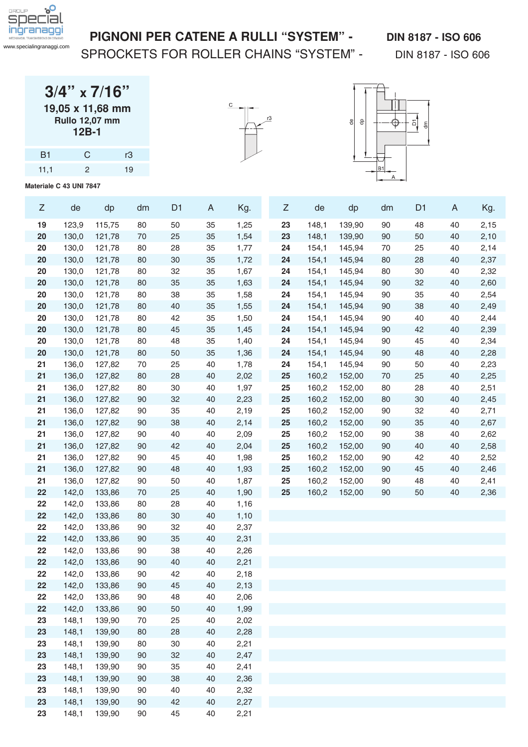# PIGNONI PER CATENE A RULLI "SYSTEM" - DIN 8187 - ISO 606

## SPROCKETS FOR ROLLER CHAINS "SYSTEM" - DIN 8187 - ISO 606

### 3/4" x 7/16"

**19,05 x 11,68 mm**
**Rullo 12,07 mm**
**12B-1**

| B1 | C | r3 |
|---|---|---|
| 11,1 | 2 | 19 |

**Materiale C 43 UNI 7847**

| Z | de | dp | dm | D1 | A | Kg. |
|---|---|---|---|---|---|---|
| **19** | 123,9 | 115,75 | 80 | 50 | 35 | 1,25 |
| **20** | 130,0 | 121,78 | 70 | 25 | 35 | 1,54 |
| **20** | 130,0 | 121,78 | 80 | 28 | 35 | 1,77 |
| **20** | 130,0 | 121,78 | 80 | 30 | 35 | 1,72 |
| **20** | 130,0 | 121,78 | 80 | 32 | 35 | 1,67 |
| **20** | 130,0 | 121,78 | 80 | 35 | 35 | 1,63 |
| **20** | 130,0 | 121,78 | 80 | 38 | 35 | 1,58 |
| **20** | 130,0 | 121,78 | 80 | 40 | 35 | 1,55 |
| **20** | 130,0 | 121,78 | 80 | 42 | 35 | 1,50 |
| **20** | 130,0 | 121,78 | 80 | 45 | 35 | 1,45 |
| **20** | 130,0 | 121,78 | 80 | 48 | 35 | 1,40 |
| **20** | 130,0 | 121,78 | 80 | 50 | 35 | 1,36 |
| **21** | 136,0 | 127,82 | 70 | 25 | 40 | 1,78 |
| **21** | 136,0 | 127,82 | 80 | 28 | 40 | 2,02 |
| **21** | 136,0 | 127,82 | 80 | 30 | 40 | 1,97 |
| **21** | 136,0 | 127,82 | 90 | 32 | 40 | 2,23 |
| **21** | 136,0 | 127,82 | 90 | 35 | 40 | 2,19 |
| **21** | 136,0 | 127,82 | 90 | 38 | 40 | 2,14 |
| **21** | 136,0 | 127,82 | 90 | 40 | 40 | 2,09 |
| **21** | 136,0 | 127,82 | 90 | 42 | 40 | 2,04 |
| **21** | 136,0 | 127,82 | 90 | 45 | 40 | 1,98 |
| **21** | 136,0 | 127,82 | 90 | 48 | 40 | 1,93 |
| **21** | 136,0 | 127,82 | 90 | 50 | 40 | 1,87 |
| **22** | 142,0 | 133,86 | 70 | 25 | 40 | 1,90 |
| **22** | 142,0 | 133,86 | 80 | 28 | 40 | 1,16 |
| **22** | 142,0 | 133,86 | 80 | 30 | 40 | 1,10 |
| **22** | 142,0 | 133,86 | 90 | 32 | 40 | 2,37 |
| **22** | 142,0 | 133,86 | 90 | 35 | 40 | 2,31 |
| **22** | 142,0 | 133,86 | 90 | 38 | 40 | 2,26 |
| **22** | 142,0 | 133,86 | 90 | 40 | 40 | 2,21 |
| **22** | 142,0 | 133,86 | 90 | 42 | 40 | 2,18 |
| **22** | 142,0 | 133,86 | 90 | 45 | 40 | 2,13 |
| **22** | 142,0 | 133,86 | 90 | 48 | 40 | 2,06 |
| **22** | 142,0 | 133,86 | 90 | 50 | 40 | 1,99 |
| **23** | 148,1 | 139,90 | 70 | 25 | 40 | 2,02 |
| **23** | 148,1 | 139,90 | 80 | 28 | 40 | 2,28 |
| **23** | 148,1 | 139,90 | 80 | 30 | 40 | 2,21 |
| **23** | 148,1 | 139,90 | 90 | 32 | 40 | 2,47 |
| **23** | 148,1 | 139,90 | 90 | 35 | 40 | 2,41 |
| **23** | 148,1 | 139,90 | 90 | 38 | 40 | 2,36 |
| **23** | 148,1 | 139,90 | 90 | 40 | 40 | 2,32 |
| **23** | 148,1 | 139,90 | 90 | 42 | 40 | 2,27 |
| **23** | 148,1 | 139,90 | 90 | 45 | 40 | 2,21 |
| **23** | 148,1 | 139,90 | 90 | 48 | 40 | 2,15 |
| **23** | 148,1 | 139,90 | 90 | 50 | 40 | 2,10 |
| **24** | 154,1 | 145,94 | 70 | 25 | 40 | 2,14 |
| **24** | 154,1 | 145,94 | 80 | 28 | 40 | 2,37 |
| **24** | 154,1 | 145,94 | 80 | 30 | 40 | 2,32 |
| **24** | 154,1 | 145,94 | 90 | 32 | 40 | 2,60 |
| **24** | 154,1 | 145,94 | 90 | 35 | 40 | 2,54 |
| **24** | 154,1 | 145,94 | 90 | 38 | 40 | 2,49 |
| **24** | 154,1 | 145,94 | 90 | 40 | 40 | 2,44 |
| **24** | 154,1 | 145,94 | 90 | 42 | 40 | 2,39 |
| **24** | 154,1 | 145,94 | 90 | 45 | 40 | 2,34 |
| **24** | 154,1 | 145,94 | 90 | 48 | 40 | 2,28 |
| **24** | 154,1 | 145,94 | 90 | 50 | 40 | 2,23 |
| **25** | 160,2 | 152,00 | 70 | 25 | 40 | 2,25 |
| **25** | 160,2 | 152,00 | 80 | 28 | 40 | 2,51 |
| **25** | 160,2 | 152,00 | 80 | 30 | 40 | 2,45 |
| **25** | 160,2 | 152,00 | 90 | 32 | 40 | 2,71 |
| **25** | 160,2 | 152,00 | 90 | 35 | 40 | 2,67 |
| **25** | 160,2 | 152,00 | 90 | 38 | 40 | 2,62 |
| **25** | 160,2 | 152,00 | 90 | 40 | 40 | 2,58 |
| **25** | 160,2 | 152,00 | 90 | 42 | 40 | 2,52 |
| **25** | 160,2 | 152,00 | 90 | 45 | 40 | 2,46 |
| **25** | 160,2 | 152,00 | 90 | 48 | 40 | 2,41 |
| **25** | 160,2 | 152,00 | 90 | 50 | 40 | 2,36 |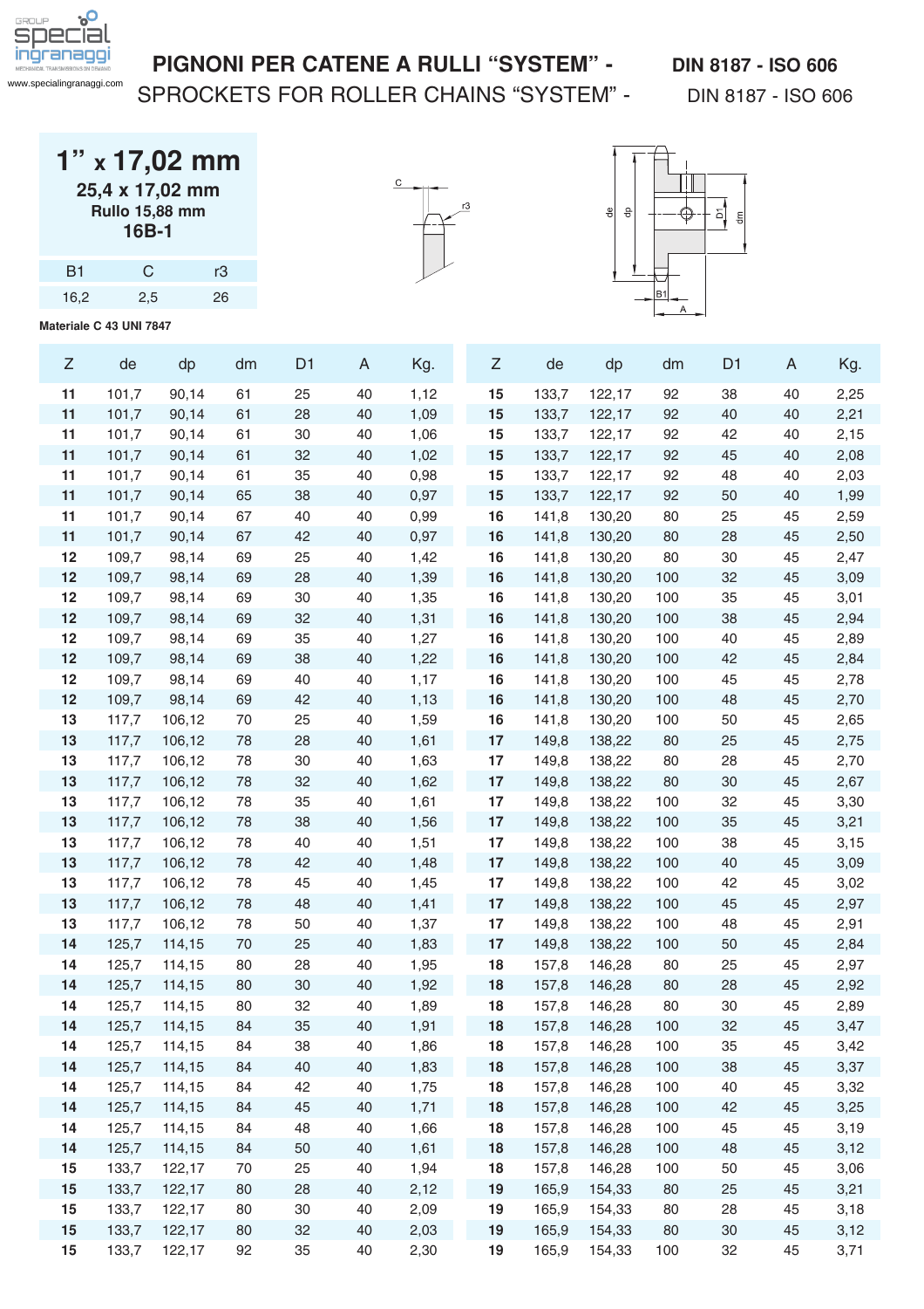# PIGNONI PER CATENE A RULLI "SYSTEM" - DIN 8187 - ISO 606

## SPROCKETS FOR ROLLER CHAINS "SYSTEM" - DIN 8187 - ISO 606

### 1" x 17,02 mm

**25,4 x 17,02 mm**

**Rullo 15,88 mm**

**16B-1**

| B1 | C | r3 |
|---|---|---|
| 16,2 | 2,5 | 26 |

**Materiale C 43 UNI 7847**

| Z | de | dp | dm | D1 | A | Kg. |
|---|---|---|---|---|---|---|
| **11** | 101,7 | 90,14 | 61 | 25 | 40 | 1,12 |
| **11** | 101,7 | 90,14 | 61 | 28 | 40 | 1,09 |
| **11** | 101,7 | 90,14 | 61 | 30 | 40 | 1,06 |
| **11** | 101,7 | 90,14 | 61 | 32 | 40 | 1,02 |
| **11** | 101,7 | 90,14 | 61 | 35 | 40 | 0,98 |
| **11** | 101,7 | 90,14 | 65 | 38 | 40 | 0,97 |
| **11** | 101,7 | 90,14 | 67 | 40 | 40 | 0,99 |
| **11** | 101,7 | 90,14 | 67 | 42 | 40 | 0,97 |
| **12** | 109,7 | 98,14 | 69 | 25 | 40 | 1,42 |
| **12** | 109,7 | 98,14 | 69 | 28 | 40 | 1,39 |
| **12** | 109,7 | 98,14 | 69 | 30 | 40 | 1,35 |
| **12** | 109,7 | 98,14 | 69 | 32 | 40 | 1,31 |
| **12** | 109,7 | 98,14 | 69 | 35 | 40 | 1,27 |
| **12** | 109,7 | 98,14 | 69 | 38 | 40 | 1,22 |
| **12** | 109,7 | 98,14 | 69 | 40 | 40 | 1,17 |
| **12** | 109,7 | 98,14 | 69 | 42 | 40 | 1,13 |
| **13** | 117,7 | 106,12 | 70 | 25 | 40 | 1,59 |
| **13** | 117,7 | 106,12 | 78 | 28 | 40 | 1,61 |
| **13** | 117,7 | 106,12 | 78 | 30 | 40 | 1,63 |
| **13** | 117,7 | 106,12 | 78 | 32 | 40 | 1,62 |
| **13** | 117,7 | 106,12 | 78 | 35 | 40 | 1,61 |
| **13** | 117,7 | 106,12 | 78 | 38 | 40 | 1,56 |
| **13** | 117,7 | 106,12 | 78 | 40 | 40 | 1,51 |
| **13** | 117,7 | 106,12 | 78 | 42 | 40 | 1,48 |
| **13** | 117,7 | 106,12 | 78 | 45 | 40 | 1,45 |
| **13** | 117,7 | 106,12 | 78 | 48 | 40 | 1,41 |
| **13** | 117,7 | 106,12 | 78 | 50 | 40 | 1,37 |
| **14** | 125,7 | 114,15 | 70 | 25 | 40 | 1,83 |
| **14** | 125,7 | 114,15 | 80 | 28 | 40 | 1,95 |
| **14** | 125,7 | 114,15 | 80 | 30 | 40 | 1,92 |
| **14** | 125,7 | 114,15 | 80 | 32 | 40 | 1,89 |
| **14** | 125,7 | 114,15 | 84 | 35 | 40 | 1,91 |
| **14** | 125,7 | 114,15 | 84 | 38 | 40 | 1,86 |
| **14** | 125,7 | 114,15 | 84 | 40 | 40 | 1,83 |
| **14** | 125,7 | 114,15 | 84 | 42 | 40 | 1,75 |
| **14** | 125,7 | 114,15 | 84 | 45 | 40 | 1,71 |
| **14** | 125,7 | 114,15 | 84 | 48 | 40 | 1,66 |
| **14** | 125,7 | 114,15 | 84 | 50 | 40 | 1,61 |
| **15** | 133,7 | 122,17 | 70 | 25 | 40 | 1,94 |
| **15** | 133,7 | 122,17 | 80 | 28 | 40 | 2,12 |
| **15** | 133,7 | 122,17 | 80 | 30 | 40 | 2,09 |
| **15** | 133,7 | 122,17 | 80 | 32 | 40 | 2,03 |
| **15** | 133,7 | 122,17 | 92 | 35 | 40 | 2,30 |
| **15** | 133,7 | 122,17 | 92 | 38 | 40 | 2,25 |
| **15** | 133,7 | 122,17 | 92 | 40 | 40 | 2,21 |
| **15** | 133,7 | 122,17 | 92 | 42 | 40 | 2,15 |
| **15** | 133,7 | 122,17 | 92 | 45 | 40 | 2,08 |
| **15** | 133,7 | 122,17 | 92 | 48 | 40 | 2,03 |
| **15** | 133,7 | 122,17 | 92 | 50 | 40 | 1,99 |
| **16** | 141,8 | 130,20 | 80 | 25 | 45 | 2,59 |
| **16** | 141,8 | 130,20 | 80 | 28 | 45 | 2,50 |
| **16** | 141,8 | 130,20 | 80 | 30 | 45 | 2,47 |
| **16** | 141,8 | 130,20 | 100 | 32 | 45 | 3,09 |
| **16** | 141,8 | 130,20 | 100 | 35 | 45 | 3,01 |
| **16** | 141,8 | 130,20 | 100 | 38 | 45 | 2,94 |
| **16** | 141,8 | 130,20 | 100 | 40 | 45 | 2,89 |
| **16** | 141,8 | 130,20 | 100 | 42 | 45 | 2,84 |
| **16** | 141,8 | 130,20 | 100 | 45 | 45 | 2,78 |
| **16** | 141,8 | 130,20 | 100 | 48 | 45 | 2,70 |
| **16** | 141,8 | 130,20 | 100 | 50 | 45 | 2,65 |
| **17** | 149,8 | 138,22 | 80 | 25 | 45 | 2,75 |
| **17** | 149,8 | 138,22 | 80 | 28 | 45 | 2,70 |
| **17** | 149,8 | 138,22 | 80 | 30 | 45 | 2,67 |
| **17** | 149,8 | 138,22 | 100 | 32 | 45 | 3,30 |
| **17** | 149,8 | 138,22 | 100 | 35 | 45 | 3,21 |
| **17** | 149,8 | 138,22 | 100 | 38 | 45 | 3,15 |
| **17** | 149,8 | 138,22 | 100 | 40 | 45 | 3,09 |
| **17** | 149,8 | 138,22 | 100 | 42 | 45 | 3,02 |
| **17** | 149,8 | 138,22 | 100 | 45 | 45 | 2,97 |
| **17** | 149,8 | 138,22 | 100 | 48 | 45 | 2,91 |
| **17** | 149,8 | 138,22 | 100 | 50 | 45 | 2,84 |
| **18** | 157,8 | 146,28 | 80 | 25 | 45 | 2,97 |
| **18** | 157,8 | 146,28 | 80 | 28 | 45 | 2,92 |
| **18** | 157,8 | 146,28 | 80 | 30 | 45 | 2,89 |
| **18** | 157,8 | 146,28 | 100 | 32 | 45 | 3,47 |
| **18** | 157,8 | 146,28 | 100 | 35 | 45 | 3,42 |
| **18** | 157,8 | 146,28 | 100 | 38 | 45 | 3,37 |
| **18** | 157,8 | 146,28 | 100 | 40 | 45 | 3,32 |
| **18** | 157,8 | 146,28 | 100 | 42 | 45 | 3,25 |
| **18** | 157,8 | 146,28 | 100 | 45 | 45 | 3,19 |
| **18** | 157,8 | 146,28 | 100 | 48 | 45 | 3,12 |
| **18** | 157,8 | 146,28 | 100 | 50 | 45 | 3,06 |
| **19** | 165,9 | 154,33 | 80 | 25 | 45 | 3,21 |
| **19** | 165,9 | 154,33 | 80 | 28 | 45 | 3,18 |
| **19** | 165,9 | 154,33 | 80 | 30 | 45 | 3,12 |
| **19** | 165,9 | 154,33 | 100 | 32 | 45 | 3,71 |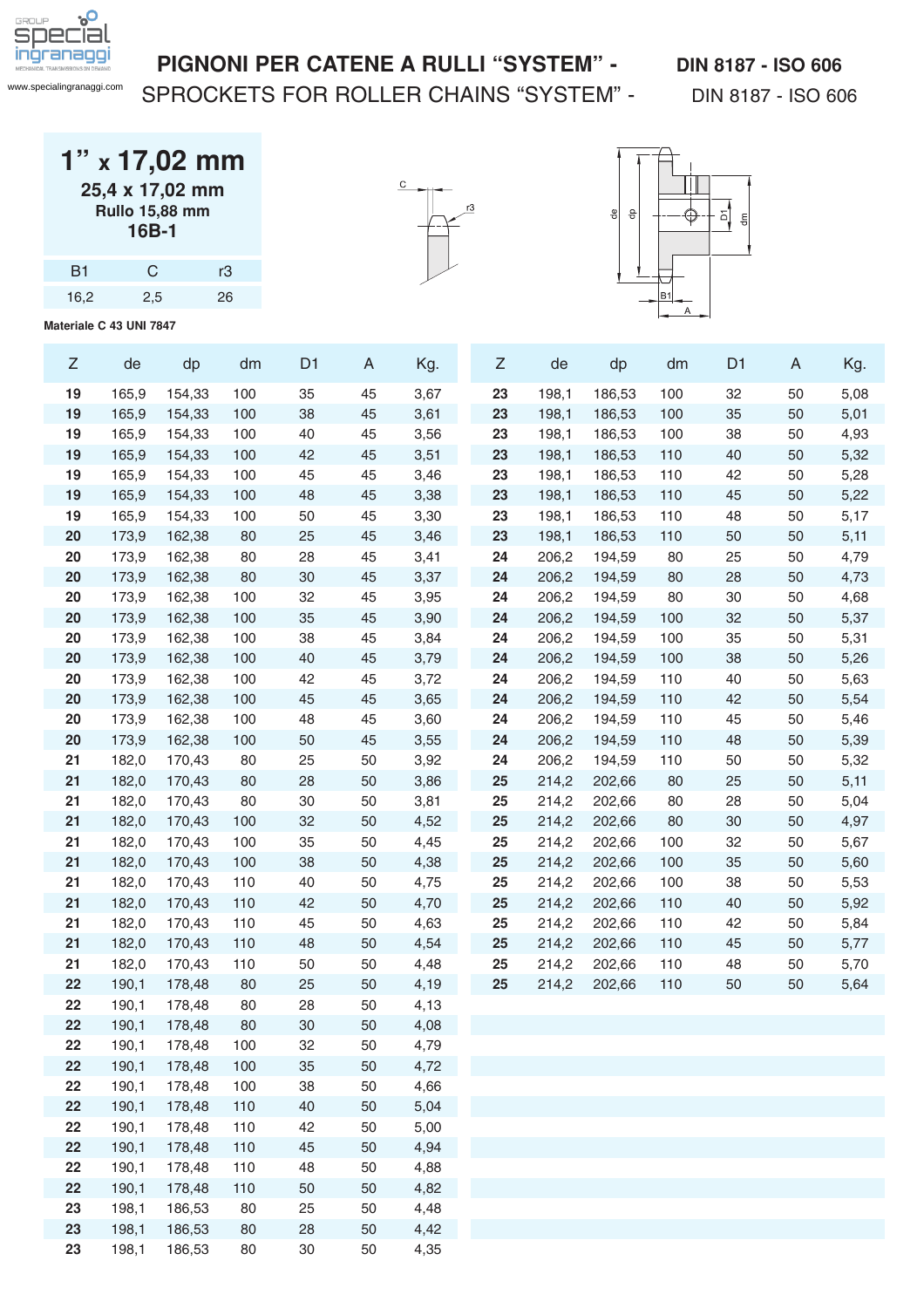# PIGNONI PER CATENE A RULLI “SYSTEM” - DIN 8187 - ISO 606

## SPROCKETS FOR ROLLER CHAINS “SYSTEM” - DIN 8187 - ISO 606

### 1” x 17,02 mm

**25,4 x 17,02 mm**

**Rullo 15,88 mm**

**16B-1**

| B1 | C | r3 |
|---|---|---|
| 16,2 | 2,5 | 26 |

**Materiale C 43 UNI 7847**

| Z | de | dp | dm | D1 | A | Kg. |
|---|---|---|---|---|---|---|
| **19** | 165,9 | 154,33 | 100 | 35 | 45 | 3,67 |
| **19** | 165,9 | 154,33 | 100 | 38 | 45 | 3,61 |
| **19** | 165,9 | 154,33 | 100 | 40 | 45 | 3,56 |
| **19** | 165,9 | 154,33 | 100 | 42 | 45 | 3,51 |
| **19** | 165,9 | 154,33 | 100 | 45 | 45 | 3,46 |
| **19** | 165,9 | 154,33 | 100 | 48 | 45 | 3,38 |
| **19** | 165,9 | 154,33 | 100 | 50 | 45 | 3,30 |
| **20** | 173,9 | 162,38 | 80 | 25 | 45 | 3,46 |
| **20** | 173,9 | 162,38 | 80 | 28 | 45 | 3,41 |
| **20** | 173,9 | 162,38 | 80 | 30 | 45 | 3,37 |
| **20** | 173,9 | 162,38 | 100 | 32 | 45 | 3,95 |
| **20** | 173,9 | 162,38 | 100 | 35 | 45 | 3,90 |
| **20** | 173,9 | 162,38 | 100 | 38 | 45 | 3,84 |
| **20** | 173,9 | 162,38 | 100 | 40 | 45 | 3,79 |
| **20** | 173,9 | 162,38 | 100 | 42 | 45 | 3,72 |
| **20** | 173,9 | 162,38 | 100 | 45 | 45 | 3,65 |
| **20** | 173,9 | 162,38 | 100 | 48 | 45 | 3,60 |
| **20** | 173,9 | 162,38 | 100 | 50 | 45 | 3,55 |
| **21** | 182,0 | 170,43 | 80 | 25 | 50 | 3,92 |
| **21** | 182,0 | 170,43 | 80 | 28 | 50 | 3,86 |
| **21** | 182,0 | 170,43 | 80 | 30 | 50 | 3,81 |
| **21** | 182,0 | 170,43 | 100 | 32 | 50 | 4,52 |
| **21** | 182,0 | 170,43 | 100 | 35 | 50 | 4,45 |
| **21** | 182,0 | 170,43 | 100 | 38 | 50 | 4,38 |
| **21** | 182,0 | 170,43 | 110 | 40 | 50 | 4,75 |
| **21** | 182,0 | 170,43 | 110 | 42 | 50 | 4,70 |
| **21** | 182,0 | 170,43 | 110 | 45 | 50 | 4,63 |
| **21** | 182,0 | 170,43 | 110 | 48 | 50 | 4,54 |
| **21** | 182,0 | 170,43 | 110 | 50 | 50 | 4,48 |
| **22** | 190,1 | 178,48 | 80 | 25 | 50 | 4,19 |
| **22** | 190,1 | 178,48 | 80 | 28 | 50 | 4,13 |
| **22** | 190,1 | 178,48 | 80 | 30 | 50 | 4,08 |
| **22** | 190,1 | 178,48 | 100 | 32 | 50 | 4,79 |
| **22** | 190,1 | 178,48 | 100 | 35 | 50 | 4,72 |
| **22** | 190,1 | 178,48 | 100 | 38 | 50 | 4,66 |
| **22** | 190,1 | 178,48 | 110 | 40 | 50 | 5,04 |
| **22** | 190,1 | 178,48 | 110 | 42 | 50 | 5,00 |
| **22** | 190,1 | 178,48 | 110 | 45 | 50 | 4,94 |
| **22** | 190,1 | 178,48 | 110 | 48 | 50 | 4,88 |
| **22** | 190,1 | 178,48 | 110 | 50 | 50 | 4,82 |
| **23** | 198,1 | 186,53 | 80 | 25 | 50 | 4,48 |
| **23** | 198,1 | 186,53 | 80 | 28 | 50 | 4,42 |
| **23** | 198,1 | 186,53 | 80 | 30 | 50 | 4,35 |
| **23** | 198,1 | 186,53 | 100 | 32 | 50 | 5,08 |
| **23** | 198,1 | 186,53 | 100 | 35 | 50 | 5,01 |
| **23** | 198,1 | 186,53 | 100 | 38 | 50 | 4,93 |
| **23** | 198,1 | 186,53 | 110 | 40 | 50 | 5,32 |
| **23** | 198,1 | 186,53 | 110 | 42 | 50 | 5,28 |
| **23** | 198,1 | 186,53 | 110 | 45 | 50 | 5,22 |
| **23** | 198,1 | 186,53 | 110 | 48 | 50 | 5,17 |
| **23** | 198,1 | 186,53 | 110 | 50 | 50 | 5,11 |
| **24** | 206,2 | 194,59 | 80 | 25 | 50 | 4,79 |
| **24** | 206,2 | 194,59 | 80 | 28 | 50 | 4,73 |
| **24** | 206,2 | 194,59 | 80 | 30 | 50 | 4,68 |
| **24** | 206,2 | 194,59 | 100 | 32 | 50 | 5,37 |
| **24** | 206,2 | 194,59 | 100 | 35 | 50 | 5,31 |
| **24** | 206,2 | 194,59 | 100 | 38 | 50 | 5,26 |
| **24** | 206,2 | 194,59 | 110 | 40 | 50 | 5,63 |
| **24** | 206,2 | 194,59 | 110 | 42 | 50 | 5,54 |
| **24** | 206,2 | 194,59 | 110 | 45 | 50 | 5,46 |
| **24** | 206,2 | 194,59 | 110 | 48 | 50 | 5,39 |
| **24** | 206,2 | 194,59 | 110 | 50 | 50 | 5,32 |
| **25** | 214,2 | 202,66 | 80 | 25 | 50 | 5,11 |
| **25** | 214,2 | 202,66 | 80 | 28 | 50 | 5,04 |
| **25** | 214,2 | 202,66 | 80 | 30 | 50 | 4,97 |
| **25** | 214,2 | 202,66 | 100 | 32 | 50 | 5,67 |
| **25** | 214,2 | 202,66 | 100 | 35 | 50 | 5,60 |
| **25** | 214,2 | 202,66 | 100 | 38 | 50 | 5,53 |
| **25** | 214,2 | 202,66 | 110 | 40 | 50 | 5,92 |
| **25** | 214,2 | 202,66 | 110 | 42 | 50 | 5,84 |
| **25** | 214,2 | 202,66 | 110 | 45 | 50 | 5,77 |
| **25** | 214,2 | 202,66 | 110 | 48 | 50 | 5,70 |
| **25** | 214,2 | 202,66 | 110 | 50 | 50 | 5,64 |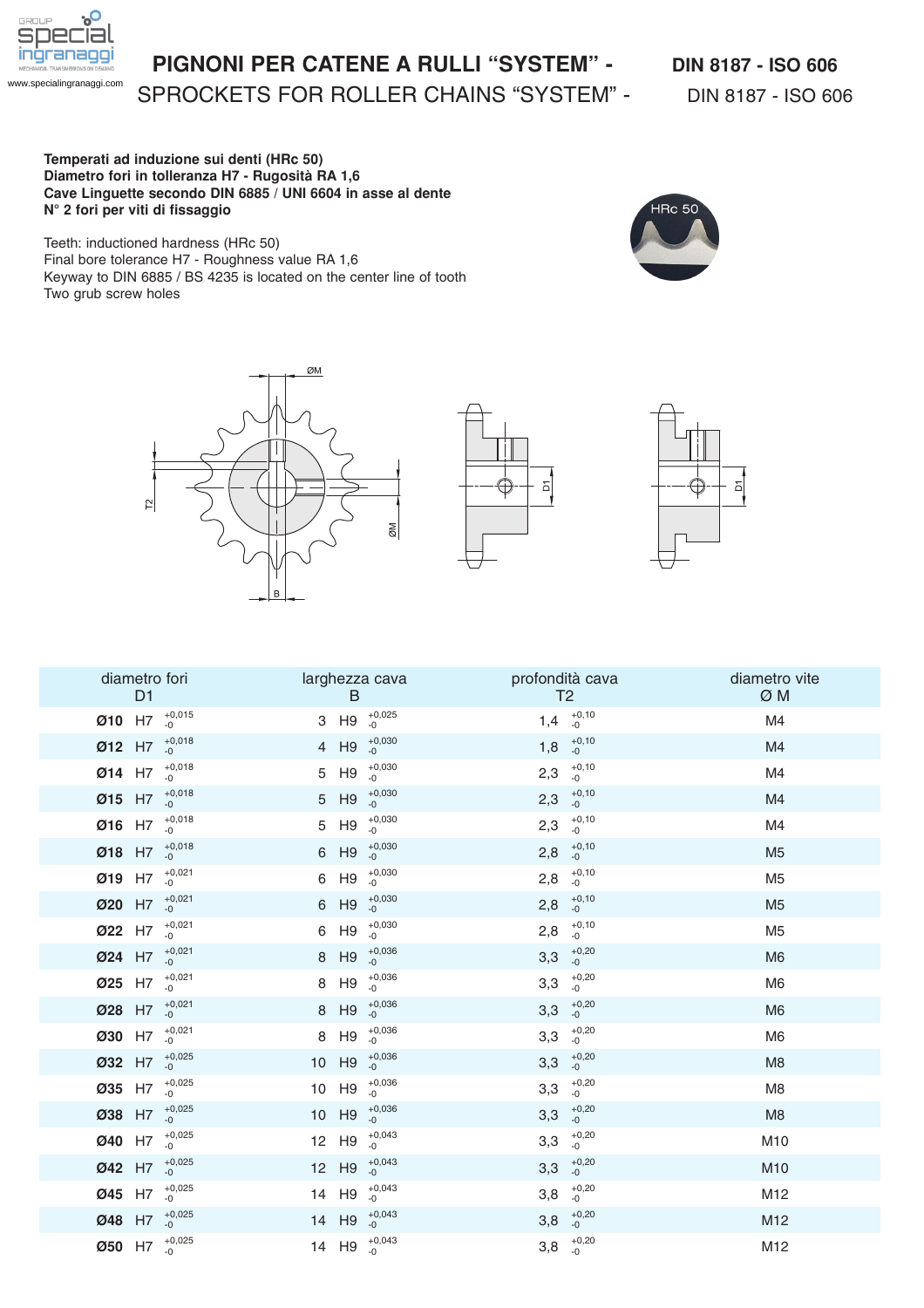# PIGNONI PER CATENE A RULLI "SYSTEM" - DIN 8187 - ISO 606

SPROCKETS FOR ROLLER CHAINS "SYSTEM" - DIN 8187 - ISO 606

**Temperati ad induzione sui denti (HRc 50)**
**Diametro fori in tolleranza H7 - Rugosità RA 1,6**
**Cave Linguette secondo DIN 6885 / UNI 6604 in asse al dente**
**N° 2 fori per viti di fissaggio**

Teeth: inductioned hardness (HRc 50)
Final bore tolerance H7 - Roughness value RA 1,6
Keyway to DIN 6885 / BS 4235 is located on the center line of tooth
Two grub screw holes

HRc 50

ØM
T2
ØM
B
D1
D1

| diametro fori D1 | larghezza cava B | profondità cava T2 | diametro vite Ø M |
|---|---|---|---|
| **Ø10** H7 $^{+0,015}_{-0}$ | 3 H9 $^{+0,025}_{-0}$ | 1,4 $^{+0,10}_{-0}$ | M4 |
| **Ø12** H7 $^{+0,018}_{-0}$ | 4 H9 $^{+0,030}_{-0}$ | 1,8 $^{+0,10}_{-0}$ | M4 |
| **Ø14** H7 $^{+0,018}_{-0}$ | 5 H9 $^{+0,030}_{-0}$ | 2,3 $^{+0,10}_{-0}$ | M4 |
| **Ø15** H7 $^{+0,018}_{-0}$ | 5 H9 $^{+0,030}_{-0}$ | 2,3 $^{+0,10}_{-0}$ | M4 |
| **Ø16** H7 $^{+0,018}_{-0}$ | 5 H9 $^{+0,030}_{-0}$ | 2,3 $^{+0,10}_{-0}$ | M4 |
| **Ø18** H7 $^{+0,018}_{-0}$ | 6 H9 $^{+0,030}_{-0}$ | 2,8 $^{+0,10}_{-0}$ | M5 |
| **Ø19** H7 $^{+0,021}_{-0}$ | 6 H9 $^{+0,030}_{-0}$ | 2,8 $^{+0,10}_{-0}$ | M5 |
| **Ø20** H7 $^{+0,021}_{-0}$ | 6 H9 $^{+0,030}_{-0}$ | 2,8 $^{+0,10}_{-0}$ | M5 |
| **Ø22** H7 $^{+0,021}_{-0}$ | 6 H9 $^{+0,030}_{-0}$ | 2,8 $^{+0,10}_{-0}$ | M5 |
| **Ø24** H7 $^{+0,021}_{-0}$ | 8 H9 $^{+0,036}_{-0}$ | 3,3 $^{+0,20}_{-0}$ | M6 |
| **Ø25** H7 $^{+0,021}_{-0}$ | 8 H9 $^{+0,036}_{-0}$ | 3,3 $^{+0,20}_{-0}$ | M6 |
| **Ø28** H7 $^{+0,021}_{-0}$ | 8 H9 $^{+0,036}_{-0}$ | 3,3 $^{+0,20}_{-0}$ | M6 |
| **Ø30** H7 $^{+0,021}_{-0}$ | 8 H9 $^{+0,036}_{-0}$ | 3,3 $^{+0,20}_{-0}$ | M6 |
| **Ø32** H7 $^{+0,025}_{-0}$ | 10 H9 $^{+0,036}_{-0}$ | 3,3 $^{+0,20}_{-0}$ | M8 |
| **Ø35** H7 $^{+0,025}_{-0}$ | 10 H9 $^{+0,036}_{-0}$ | 3,3 $^{+0,20}_{-0}$ | M8 |
| **Ø38** H7 $^{+0,025}_{-0}$ | 10 H9 $^{+0,036}_{-0}$ | 3,3 $^{+0,20}_{-0}$ | M8 |
| **Ø40** H7 $^{+0,025}_{-0}$ | 12 H9 $^{+0,043}_{-0}$ | 3,3 $^{+0,20}_{-0}$ | M10 |
| **Ø42** H7 $^{+0,025}_{-0}$ | 12 H9 $^{+0,043}_{-0}$ | 3,3 $^{+0,20}_{-0}$ | M10 |
| **Ø45** H7 $^{+0,025}_{-0}$ | 14 H9 $^{+0,043}_{-0}$ | 3,8 $^{+0,20}_{-0}$ | M12 |
| **Ø48** H7 $^{+0,025}_{-0}$ | 14 H9 $^{+0,043}_{-0}$ | 3,8 $^{+0,20}_{-0}$ | M12 |
| **Ø50** H7 $^{+0,025}_{-0}$ | 14 H9 $^{+0,043}_{-0}$ | 3,8 $^{+0,20}_{-0}$ | M12 |